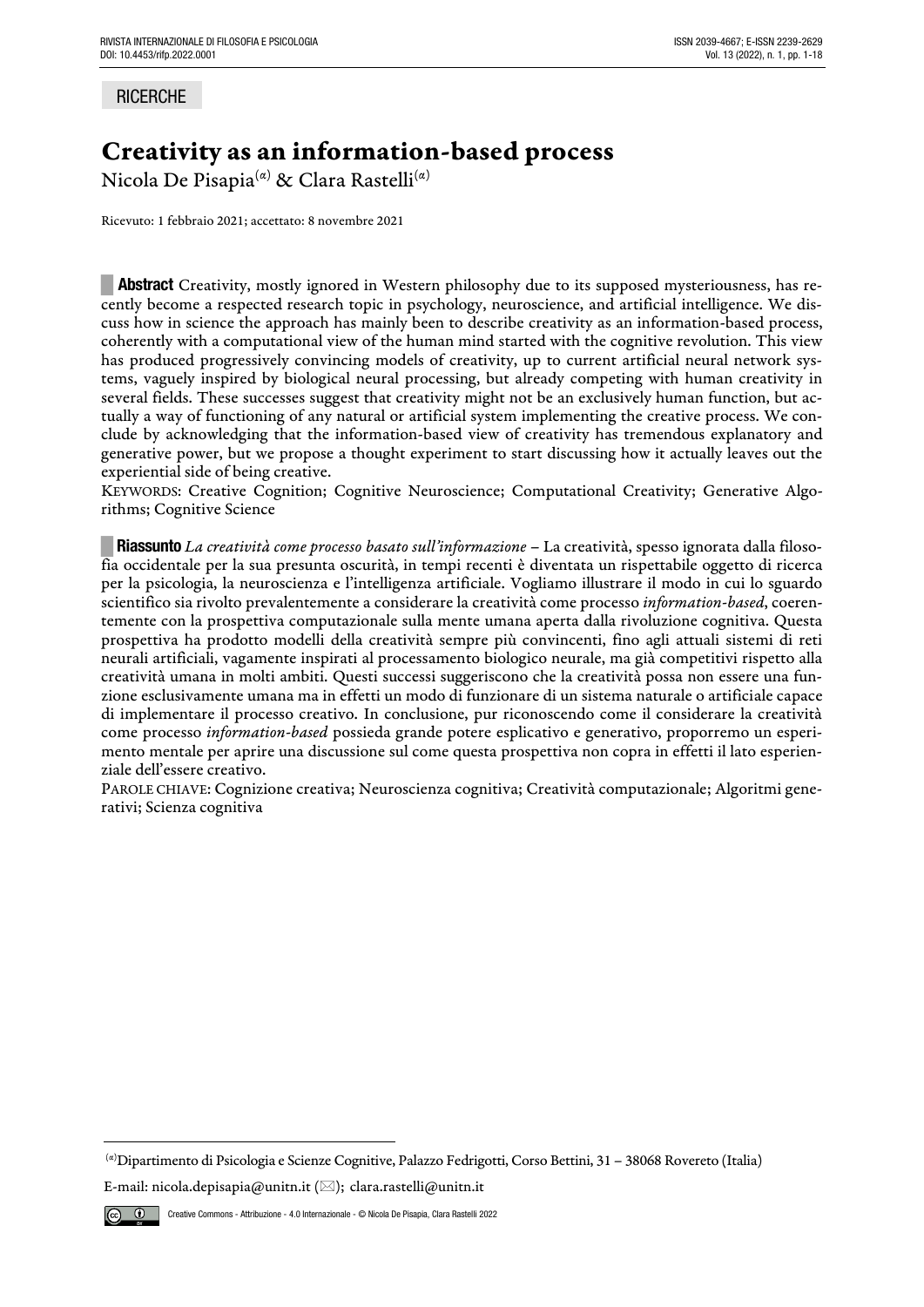RICERCHE

# Creativity as an information-based process

Nicola De Pisapia[α] & Clara Rastelli[α]

Ricevuto: 1 febbraio 2021; accettato: 8 novembre 2021

**Abstract** Creativity, mostly ignored in Western philosophy due to its supposed mysteriousness, has recently become a respected research topic in psychology, neuroscience, and artificial intelligence. We discuss how in science the approach has mainly been to describe creativity as an information-based process, coherently with a computational view of the human mind started with the cognitive revolution. This view has produced progressively convincing models of creativity, up to current artificial neural network systems, vaguely inspired by biological neural processing, but already competing with human creativity in several fields. These successes suggest that creativity might not be an exclusively human function, but actually a way of functioning of any natural or artificial system implementing the creative process. We conclude by acknowledging that the information-based view of creativity has tremendous explanatory and generative power, but we propose a thought experiment to start discussing how it actually leaves out the experiential side of being creative.

KEYWORDS: Creative Cognition; Cognitive Neuroscience; Computational Creativity; Generative Algorithms; Cognitive Science

**Riassunto** *La creatività come processo basato sull'informazione* – La creatività, spesso ignorata dalla filosofia occidentale per la sua presunta oscurità, in tempi recenti è diventata un rispettabile oggetto di ricerca per la psicologia, la neuroscienza e l'intelligenza artificiale. Vogliamo illustrare il modo in cui lo sguardo scientifico sia rivolto prevalentemente a considerare la creatività come processo *information-based*, coerentemente con la prospettiva computazionale sulla mente umana aperta dalla rivoluzione cognitiva. Questa prospettiva ha prodotto modelli della creatività sempre più convincenti, fino agli attuali sistemi di reti neurali artificiali, vagamente inspirati al processamento biologico neurale, ma già competitivi rispetto alla creatività umana in molti ambiti. Questi successi suggeriscono che la creatività possa non essere una funzione esclusivamente umana ma in effetti un modo di funzionare di un sistema naturale o artificiale capace di implementare il processo creativo. In conclusione, pur riconoscendo come il considerare la creatività come processo *information-based* possieda grande potere esplicativo e generativo, proporremo un esperimento mentale per aprire una discussione sul come questa prospettiva non copra in effetti il lato esperienziale dell'essere creativo.

PAROLE CHIAVE: Cognizione creativa; Neuroscienza cognitiva; Creatività computazionale; Algoritmi generativi; Scienza cognitiva

[α]Dipartimento di Psicologia e Scienze Cognitive, Palazzo Fedrigotti, Corso Bettini, 31 – 38068 Rovereto (Italia)

E-mail: nicola.depisapia@unitn.it (✉); clara.rastelli@unitn.it

Creative Commons - Attribuzione - 4.0 Internazionale - © Nicola De Pisapia, Clara Rastelli 2022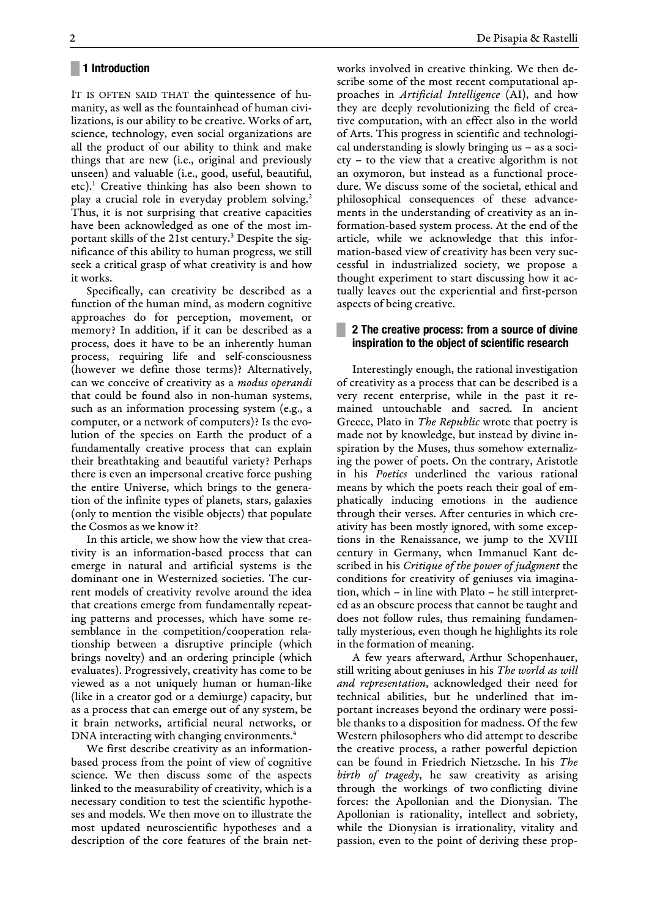## 1 Introduction

IT IS OFTEN SAID THAT the quintessence of humanity, as well as the fountainhead of human civilizations, is our ability to be creative. Works of art, science, technology, even social organizations are all the product of our ability to think and make things that are new (i.e., original and previously unseen) and valuable (i.e., good, useful, beautiful, etc).[1] Creative thinking has also been shown to play a crucial role in everyday problem solving.[2] Thus, it is not surprising that creative capacities have been acknowledged as one of the most important skills of the 21st century.[3] Despite the significance of this ability to human progress, we still seek a critical grasp of what creativity is and how it works.

Specifically, can creativity be described as a function of the human mind, as modern cognitive approaches do for perception, movement, or memory? In addition, if it can be described as a process, does it have to be an inherently human process, requiring life and self-consciousness (however we define those terms)? Alternatively, can we conceive of creativity as a *modus operandi* that could be found also in non-human systems, such as an information processing system (e.g., a computer, or a network of computers)? Is the evolution of the species on Earth the product of a fundamentally creative process that can explain their breathtaking and beautiful variety? Perhaps there is even an impersonal creative force pushing the entire Universe, which brings to the generation of the infinite types of planets, stars, galaxies (only to mention the visible objects) that populate the Cosmos as we know it?

In this article, we show how the view that creativity is an information-based process that can emerge in natural and artificial systems is the dominant one in Westernized societies. The current models of creativity revolve around the idea that creations emerge from fundamentally repeating patterns and processes, which have some resemblance in the competition/cooperation relationship between a disruptive principle (which brings novelty) and an ordering principle (which evaluates). Progressively, creativity has come to be viewed as a not uniquely human or human-like (like in a creator god or a demiurge) capacity, but as a process that can emerge out of any system, be it brain networks, artificial neural networks, or DNA interacting with changing environments.[4]

We first describe creativity as an information-based process from the point of view of cognitive science. We then discuss some of the aspects linked to the measurability of creativity, which is a necessary condition to test the scientific hypotheses and models. We then move on to illustrate the most updated neuroscientific hypotheses and a description of the core features of the brain networks involved in creative thinking. We then describe some of the most recent computational approaches in *Artificial Intelligence* (AI), and how they are deeply revolutionizing the field of creative computation, with an effect also in the world of Arts. This progress in scientific and technological understanding is slowly bringing us – as a society – to the view that a creative algorithm is not an oxymoron, but instead as a functional procedure. We discuss some of the societal, ethical and philosophical consequences of these advancements in the understanding of creativity as an information-based system process. At the end of the article, while we acknowledge that this information-based view of creativity has been very successful in industrialized society, we propose a thought experiment to start discussing how it actually leaves out the experiential and first-person aspects of being creative.

## 2 The creative process: from a source of divine inspiration to the object of scientific research

Interestingly enough, the rational investigation of creativity as a process that can be described is a very recent enterprise, while in the past it remained untouchable and sacred. In ancient Greece, Plato in *The Republic* wrote that poetry is made not by knowledge, but instead by divine inspiration by the Muses, thus somehow externalizing the power of poets. On the contrary, Aristotle in his *Poetics* underlined the various rational means by which the poets reach their goal of emphatically inducing emotions in the audience through their verses. After centuries in which creativity has been mostly ignored, with some exceptions in the Renaissance, we jump to the XVIII century in Germany, when Immanuel Kant described in his *Critique of the power of judgment* the conditions for creativity of geniuses via imagination, which – in line with Plato – he still interpreted as an obscure process that cannot be taught and does not follow rules, thus remaining fundamentally mysterious, even though he highlights its role in the formation of meaning.

A few years afterward, Arthur Schopenhauer, still writing about geniuses in his *The world as will and representation*, acknowledged their need for technical abilities, but he underlined that important increases beyond the ordinary were possible thanks to a disposition for madness. Of the few Western philosophers who did attempt to describe the creative process, a rather powerful depiction can be found in Friedrich Nietzsche. In his *The birth of tragedy*, he saw creativity as arising through the workings of two conflicting divine forces: the Apollonian and the Dionysian. The Apollonian is rationality, intellect and sobriety, while the Dionysian is irrationality, vitality and passion, even to the point of deriving these prop-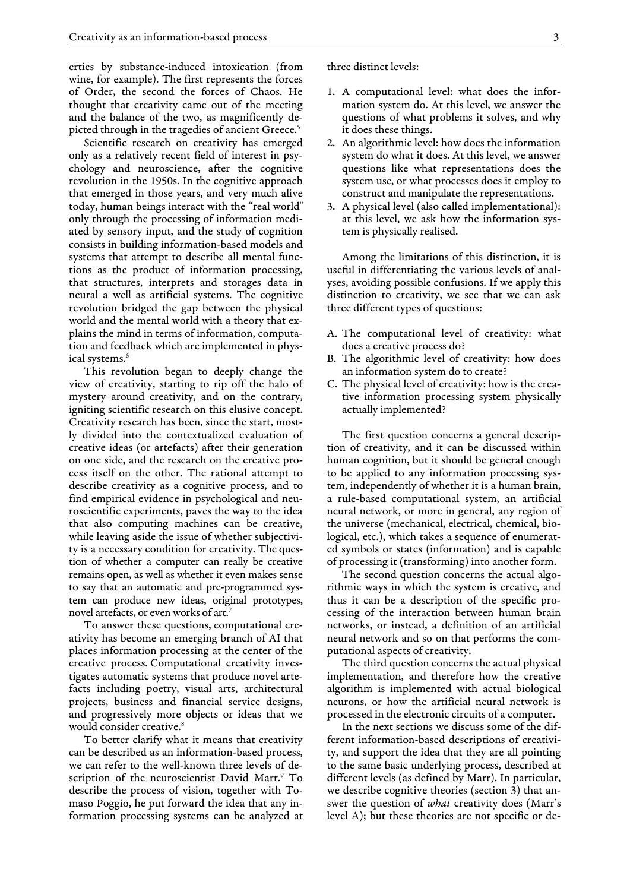erties by substance-induced intoxication (from wine, for example). The first represents the forces of Order, the second the forces of Chaos. He thought that creativity came out of the meeting and the balance of the two, as magnificently depicted through in the tragedies of ancient Greece.[5]

Scientific research on creativity has emerged only as a relatively recent field of interest in psychology and neuroscience, after the cognitive revolution in the 1950s. In the cognitive approach that emerged in those years, and very much alive today, human beings interact with the "real world" only through the processing of information mediated by sensory input, and the study of cognition consists in building information-based models and systems that attempt to describe all mental functions as the product of information processing, that structures, interprets and storages data in neural a well as artificial systems. The cognitive revolution bridged the gap between the physical world and the mental world with a theory that explains the mind in terms of information, computation and feedback which are implemented in physical systems.[6]

This revolution began to deeply change the view of creativity, starting to rip off the halo of mystery around creativity, and on the contrary, igniting scientific research on this elusive concept. Creativity research has been, since the start, mostly divided into the contextualized evaluation of creative ideas (or artefacts) after their generation on one side, and the research on the creative process itself on the other. The rational attempt to describe creativity as a cognitive process, and to find empirical evidence in psychological and neuroscientific experiments, paves the way to the idea that also computing machines can be creative, while leaving aside the issue of whether subjectivity is a necessary condition for creativity. The question of whether a computer can really be creative remains open, as well as whether it even makes sense to say that an automatic and pre-programmed system can produce new ideas, original prototypes, novel artefacts, or even works of art.[7]

To answer these questions, computational creativity has become an emerging branch of AI that places information processing at the center of the creative process. Computational creativity investigates automatic systems that produce novel artefacts including poetry, visual arts, architectural projects, business and financial service designs, and progressively more objects or ideas that we would consider creative.[8]

To better clarify what it means that creativity can be described as an information-based process, we can refer to the well-known three levels of description of the neuroscientist David Marr.[9] To describe the process of vision, together with Tomaso Poggio, he put forward the idea that any information processing systems can be analyzed at three distinct levels:

1. A computational level: what does the information system do. At this level, we answer the questions of what problems it solves, and why it does these things.
2. An algorithmic level: how does the information system do what it does. At this level, we answer questions like what representations does the system use, or what processes does it employ to construct and manipulate the representations.
3. A physical level (also called implementational): at this level, we ask how the information system is physically realised.

Among the limitations of this distinction, it is useful in differentiating the various levels of analyses, avoiding possible confusions. If we apply this distinction to creativity, we see that we can ask three different types of questions:

A. The computational level of creativity: what does a creative process do?
B. The algorithmic level of creativity: how does an information system do to create?
C. The physical level of creativity: how is the creative information processing system physically actually implemented?

The first question concerns a general description of creativity, and it can be discussed within human cognition, but it should be general enough to be applied to any information processing system, independently of whether it is a human brain, a rule-based computational system, an artificial neural network, or more in general, any region of the universe (mechanical, electrical, chemical, biological, etc.), which takes a sequence of enumerated symbols or states (information) and is capable of processing it (transforming) into another form.

The second question concerns the actual algorithmic ways in which the system is creative, and thus it can be a description of the specific processing of the interaction between human brain networks, or instead, a definition of an artificial neural network and so on that performs the computational aspects of creativity.

The third question concerns the actual physical implementation, and therefore how the creative algorithm is implemented with actual biological neurons, or how the artificial neural network is processed in the electronic circuits of a computer.

In the next sections we discuss some of the different information-based descriptions of creativity, and support the idea that they are all pointing to the same basic underlying process, described at different levels (as defined by Marr). In particular, we describe cognitive theories (section 3) that answer the question of *what* creativity does (Marr's level A); but these theories are not specific or de-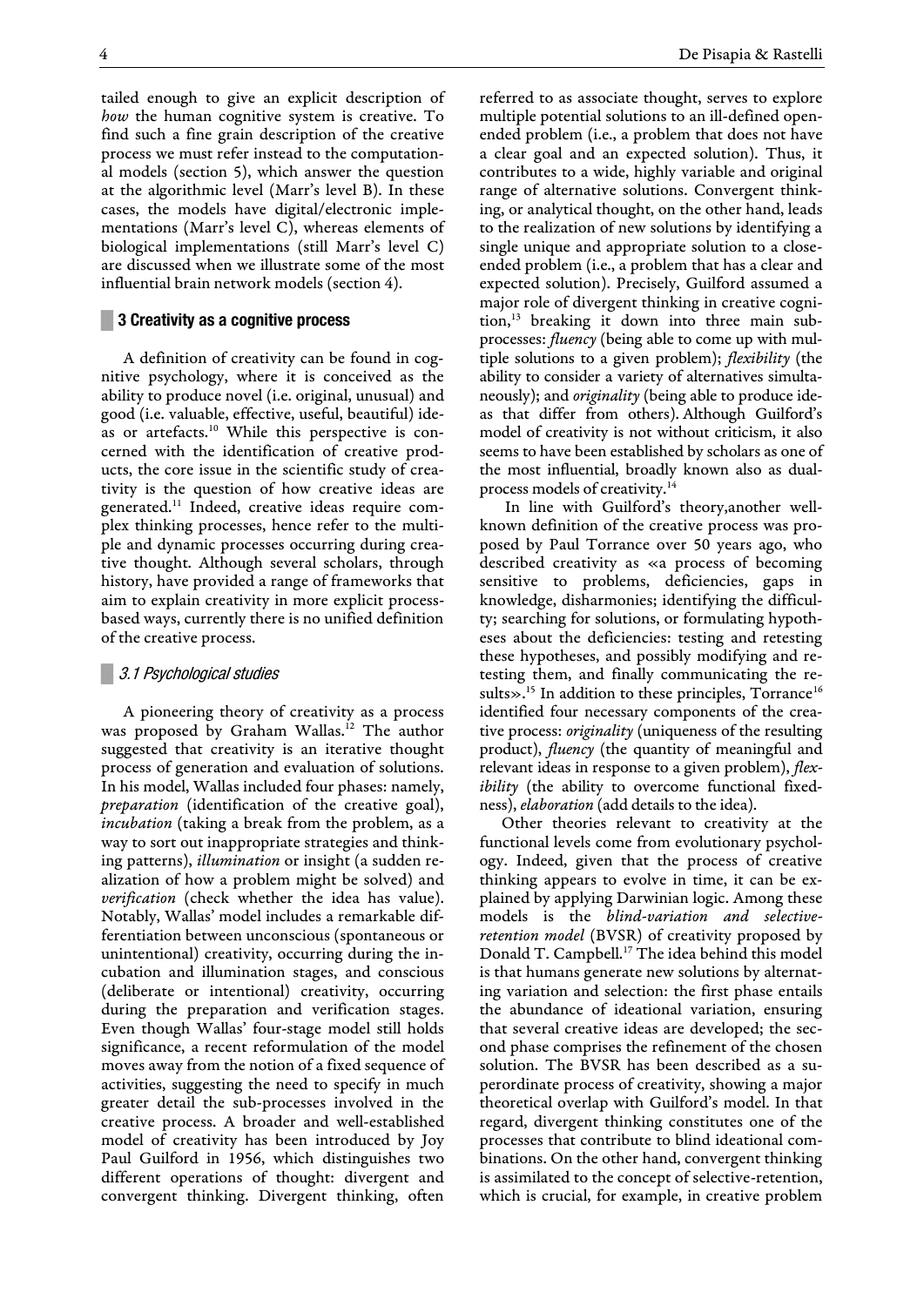tailed enough to give an explicit description of *how* the human cognitive system is creative. To find such a fine grain description of the creative process we must refer instead to the computational models (section 5), which answer the question at the algorithmic level (Marr's level B). In these cases, the models have digital/electronic implementations (Marr's level C), whereas elements of biological implementations (still Marr's level C) are discussed when we illustrate some of the most influential brain network models (section 4).

## 3 Creativity as a cognitive process

A definition of creativity can be found in cognitive psychology, where it is conceived as the ability to produce novel (i.e. original, unusual) and good (i.e. valuable, effective, useful, beautiful) ideas or artefacts.[10] While this perspective is concerned with the identification of creative products, the core issue in the scientific study of creativity is the question of how creative ideas are generated.[11] Indeed, creative ideas require complex thinking processes, hence refer to the multiple and dynamic processes occurring during creative thought. Although several scholars, through history, have provided a range of frameworks that aim to explain creativity in more explicit process-based ways, currently there is no unified definition of the creative process.

### 3.1 Psychological studies

A pioneering theory of creativity as a process was proposed by Graham Wallas.[12] The author suggested that creativity is an iterative thought process of generation and evaluation of solutions. In his model, Wallas included four phases: namely, *preparation* (identification of the creative goal), *incubation* (taking a break from the problem, as a way to sort out inappropriate strategies and thinking patterns), *illumination* or insight (a sudden realization of how a problem might be solved) and *verification* (check whether the idea has value). Notably, Wallas' model includes a remarkable differentiation between unconscious (spontaneous or unintentional) creativity, occurring during the incubation and illumination stages, and conscious (deliberate or intentional) creativity, occurring during the preparation and verification stages. Even though Wallas' four-stage model still holds significance, a recent reformulation of the model moves away from the notion of a fixed sequence of activities, suggesting the need to specify in much greater detail the sub-processes involved in the creative process. A broader and well-established model of creativity has been introduced by Joy Paul Guilford in 1956, which distinguishes two different operations of thought: divergent and convergent thinking. Divergent thinking, often referred to as associate thought, serves to explore multiple potential solutions to an ill-defined open-ended problem (i.e., a problem that does not have a clear goal and an expected solution). Thus, it contributes to a wide, highly variable and original range of alternative solutions. Convergent thinking, or analytical thought, on the other hand, leads to the realization of new solutions by identifying a single unique and appropriate solution to a close-ended problem (i.e., a problem that has a clear and expected solution). Precisely, Guilford assumed a major role of divergent thinking in creative cognition,[13] breaking it down into three main sub-processes: *fluency* (being able to come up with multiple solutions to a given problem); *flexibility* (the ability to consider a variety of alternatives simultaneously); and *originality* (being able to produce ideas that differ from others). Although Guilford's model of creativity is not without criticism, it also seems to have been established by scholars as one of the most influential, broadly known also as dual-process models of creativity.[14]

In line with Guilford's theory,another well-known definition of the creative process was proposed by Paul Torrance over 50 years ago, who described creativity as «a process of becoming sensitive to problems, deficiencies, gaps in knowledge, disharmonies; identifying the difficulty; searching for solutions, or formulating hypotheses about the deficiencies: testing and retesting these hypotheses, and possibly modifying and retesting them, and finally communicating the results».[15] In addition to these principles, Torrance[16] identified four necessary components of the creative process: *originality* (uniqueness of the resulting product), *fluency* (the quantity of meaningful and relevant ideas in response to a given problem), *flexibility* (the ability to overcome functional fixedness), *elaboration* (add details to the idea).

Other theories relevant to creativity at the functional levels come from evolutionary psychology. Indeed, given that the process of creative thinking appears to evolve in time, it can be explained by applying Darwinian logic. Among these models is the *blind-variation and selective-retention model* (BVSR) of creativity proposed by Donald T. Campbell.[17] The idea behind this model is that humans generate new solutions by alternating variation and selection: the first phase entails the abundance of ideational variation, ensuring that several creative ideas are developed; the second phase comprises the refinement of the chosen solution. The BVSR has been described as a superordinate process of creativity, showing a major theoretical overlap with Guilford's model. In that regard, divergent thinking constitutes one of the processes that contribute to blind ideational combinations. On the other hand, convergent thinking is assimilated to the concept of selective-retention, which is crucial, for example, in creative problem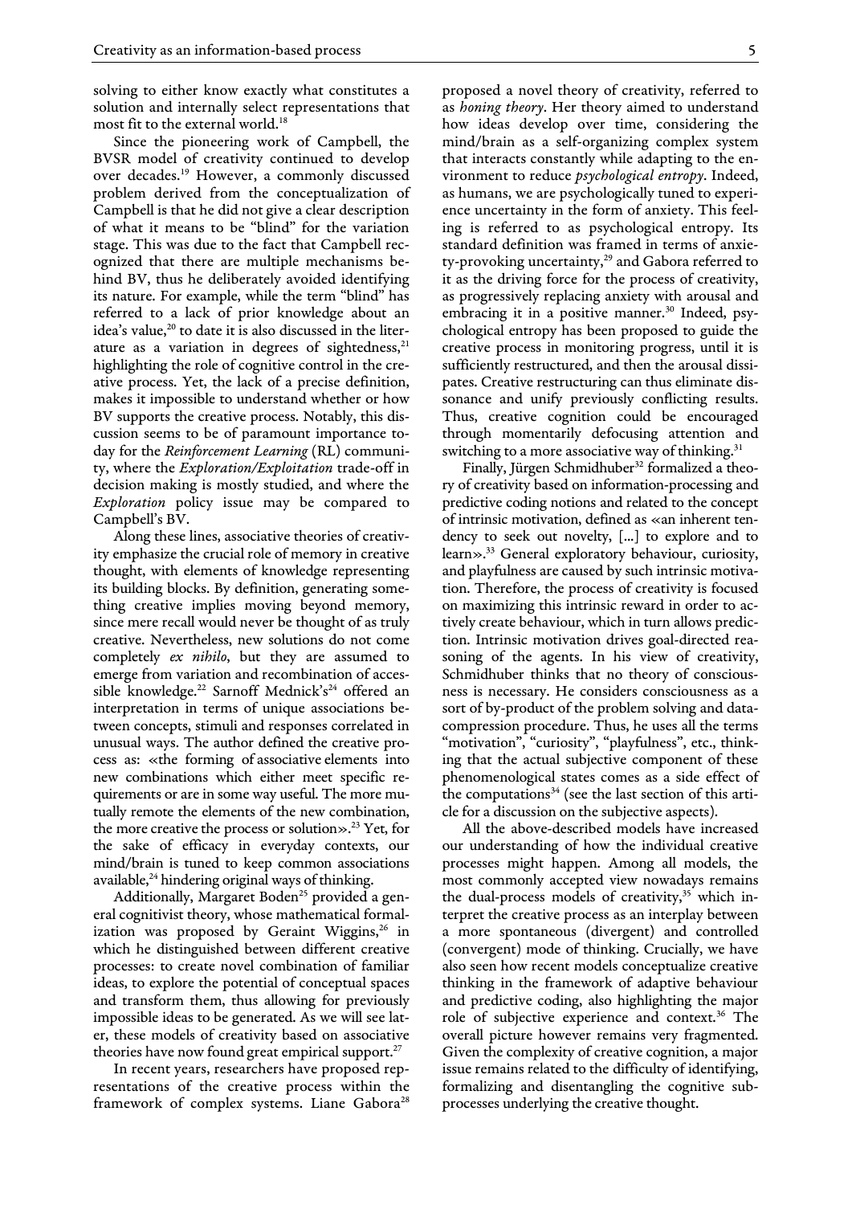solving to either know exactly what constitutes a solution and internally select representations that most fit to the external world.[18]

Since the pioneering work of Campbell, the BVSR model of creativity continued to develop over decades.[19] However, a commonly discussed problem derived from the conceptualization of Campbell is that he did not give a clear description of what it means to be "blind" for the variation stage. This was due to the fact that Campbell recognized that there are multiple mechanisms behind BV, thus he deliberately avoided identifying its nature. For example, while the term "blind" has referred to a lack of prior knowledge about an idea's value,[20] to date it is also discussed in the literature as a variation in degrees of sightedness,[21] highlighting the role of cognitive control in the creative process. Yet, the lack of a precise definition, makes it impossible to understand whether or how BV supports the creative process. Notably, this discussion seems to be of paramount importance today for the *Reinforcement Learning* (RL) community, where the *Exploration/Exploitation* trade-off in decision making is mostly studied, and where the *Exploration* policy issue may be compared to Campbell's BV.

Along these lines, associative theories of creativity emphasize the crucial role of memory in creative thought, with elements of knowledge representing its building blocks. By definition, generating something creative implies moving beyond memory, since mere recall would never be thought of as truly creative. Nevertheless, new solutions do not come completely *ex nihilo*, but they are assumed to emerge from variation and recombination of accessible knowledge.[22] Sarnoff Mednick's[24] offered an interpretation in terms of unique associations between concepts, stimuli and responses correlated in unusual ways. The author defined the creative process as: «the forming of associative elements into new combinations which either meet specific requirements or are in some way useful. The more mutually remote the elements of the new combination, the more creative the process or solution».[23] Yet, for the sake of efficacy in everyday contexts, our mind/brain is tuned to keep common associations available,[24] hindering original ways of thinking.

Additionally, Margaret Boden[25] provided a general cognitivist theory, whose mathematical formalization was proposed by Geraint Wiggins,[26] in which he distinguished between different creative processes: to create novel combination of familiar ideas, to explore the potential of conceptual spaces and transform them, thus allowing for previously impossible ideas to be generated. As we will see later, these models of creativity based on associative theories have now found great empirical support.[27]

In recent years, researchers have proposed representations of the creative process within the framework of complex systems. Liane Gabora[28] proposed a novel theory of creativity, referred to as *honing theory*. Her theory aimed to understand how ideas develop over time, considering the mind/brain as a self-organizing complex system that interacts constantly while adapting to the environment to reduce *psychological entropy*. Indeed, as humans, we are psychologically tuned to experience uncertainty in the form of anxiety. This feeling is referred to as psychological entropy. Its standard definition was framed in terms of anxiety-provoking uncertainty,[29] and Gabora referred to it as the driving force for the process of creativity, as progressively replacing anxiety with arousal and embracing it in a positive manner.[30] Indeed, psychological entropy has been proposed to guide the creative process in monitoring progress, until it is sufficiently restructured, and then the arousal dissipates. Creative restructuring can thus eliminate dissonance and unify previously conflicting results. Thus, creative cognition could be encouraged through momentarily defocusing attention and switching to a more associative way of thinking.[31]

Finally, Jürgen Schmidhuber[32] formalized a theory of creativity based on information-processing and predictive coding notions and related to the concept of intrinsic motivation, defined as «an inherent tendency to seek out novelty, [...] to explore and to learn».[33] General exploratory behaviour, curiosity, and playfulness are caused by such intrinsic motivation. Therefore, the process of creativity is focused on maximizing this intrinsic reward in order to actively create behaviour, which in turn allows prediction. Intrinsic motivation drives goal-directed reasoning of the agents. In his view of creativity, Schmidhuber thinks that no theory of consciousness is necessary. He considers consciousness as a sort of by-product of the problem solving and data-compression procedure. Thus, he uses all the terms "motivation", "curiosity", "playfulness", etc., thinking that the actual subjective component of these phenomenological states comes as a side effect of the computations[34] (see the last section of this article for a discussion on the subjective aspects).

All the above-described models have increased our understanding of how the individual creative processes might happen. Among all models, the most commonly accepted view nowadays remains the dual-process models of creativity,[35] which interpret the creative process as an interplay between a more spontaneous (divergent) and controlled (convergent) mode of thinking. Crucially, we have also seen how recent models conceptualize creative thinking in the framework of adaptive behaviour and predictive coding, also highlighting the major role of subjective experience and context.[36] The overall picture however remains very fragmented. Given the complexity of creative cognition, a major issue remains related to the difficulty of identifying, formalizing and disentangling the cognitive subprocesses underlying the creative thought.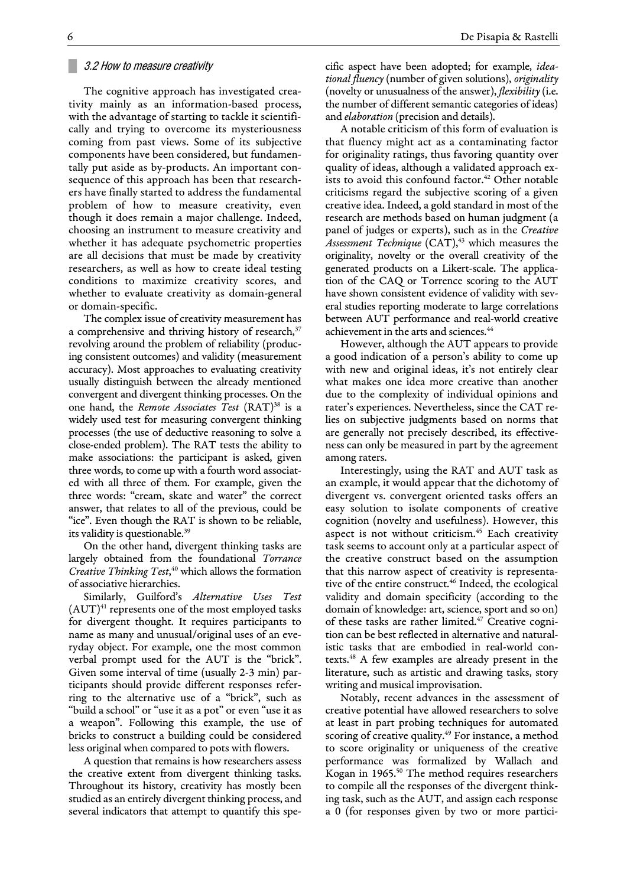### 3.2 How to measure creativity

The cognitive approach has investigated creativity mainly as an information-based process, with the advantage of starting to tackle it scientifically and trying to overcome its mysteriousness coming from past views. Some of its subjective components have been considered, but fundamentally put aside as by-products. An important consequence of this approach has been that researchers have finally started to address the fundamental problem of how to measure creativity, even though it does remain a major challenge. Indeed, choosing an instrument to measure creativity and whether it has adequate psychometric properties are all decisions that must be made by creativity researchers, as well as how to create ideal testing conditions to maximize creativity scores, and whether to evaluate creativity as domain-general or domain-specific.

The complex issue of creativity measurement has a comprehensive and thriving history of research,[37] revolving around the problem of reliability (producing consistent outcomes) and validity (measurement accuracy). Most approaches to evaluating creativity usually distinguish between the already mentioned convergent and divergent thinking processes. On the one hand, the *Remote Associates Test* (RAT)[38] is a widely used test for measuring convergent thinking processes (the use of deductive reasoning to solve a close-ended problem). The RAT tests the ability to make associations: the participant is asked, given three words, to come up with a fourth word associated with all three of them. For example, given the three words: "cream, skate and water" the correct answer, that relates to all of the previous, could be "ice". Even though the RAT is shown to be reliable, its validity is questionable.[39]

On the other hand, divergent thinking tasks are largely obtained from the foundational *Torrance Creative Thinking Test*,[40] which allows the formation of associative hierarchies.

Similarly, Guilford's *Alternative Uses Test* (AUT)[41] represents one of the most employed tasks for divergent thought. It requires participants to name as many and unusual/original uses of an everyday object. For example, one the most common verbal prompt used for the AUT is the "brick". Given some interval of time (usually 2-3 min) participants should provide different responses referring to the alternative use of a "brick", such as "build a school" or "use it as a pot" or even "use it as a weapon". Following this example, the use of bricks to construct a building could be considered less original when compared to pots with flowers.

A question that remains is how researchers assess the creative extent from divergent thinking tasks. Throughout its history, creativity has mostly been studied as an entirely divergent thinking process, and several indicators that attempt to quantify this specific aspect have been adopted; for example, *ideational fluency* (number of given solutions), *originality* (novelty or unusualness of the answer), *flexibility* (i.e. the number of different semantic categories of ideas) and *elaboration* (precision and details).

A notable criticism of this form of evaluation is that fluency might act as a contaminating factor for originality ratings, thus favoring quantity over quality of ideas, although a validated approach exists to avoid this confound factor.[42] Other notable criticisms regard the subjective scoring of a given creative idea. Indeed, a gold standard in most of the research are methods based on human judgment (a panel of judges or experts), such as in the *Creative Assessment Technique* (CAT),[43] which measures the originality, novelty or the overall creativity of the generated products on a Likert-scale. The application of the CAQ or Torrence scoring to the AUT have shown consistent evidence of validity with several studies reporting moderate to large correlations between AUT performance and real-world creative achievement in the arts and sciences.[44]

However, although the AUT appears to provide a good indication of a person's ability to come up with new and original ideas, it's not entirely clear what makes one idea more creative than another due to the complexity of individual opinions and rater's experiences. Nevertheless, since the CAT relies on subjective judgments based on norms that are generally not precisely described, its effectiveness can only be measured in part by the agreement among raters.

Interestingly, using the RAT and AUT task as an example, it would appear that the dichotomy of divergent vs. convergent oriented tasks offers an easy solution to isolate components of creative cognition (novelty and usefulness). However, this aspect is not without criticism.[45] Each creativity task seems to account only at a particular aspect of the creative construct based on the assumption that this narrow aspect of creativity is representative of the entire construct.[46] Indeed, the ecological validity and domain specificity (according to the domain of knowledge: art, science, sport and so on) of these tasks are rather limited.[47] Creative cognition can be best reflected in alternative and naturalistic tasks that are embodied in real-world contexts.[48] A few examples are already present in the literature, such as artistic and drawing tasks, story writing and musical improvisation.

Notably, recent advances in the assessment of creative potential have allowed researchers to solve at least in part probing techniques for automated scoring of creative quality.[49] For instance, a method to score originality or uniqueness of the creative performance was formalized by Wallach and Kogan in 1965.[50] The method requires researchers to compile all the responses of the divergent thinking task, such as the AUT, and assign each response a 0 (for responses given by two or more partici-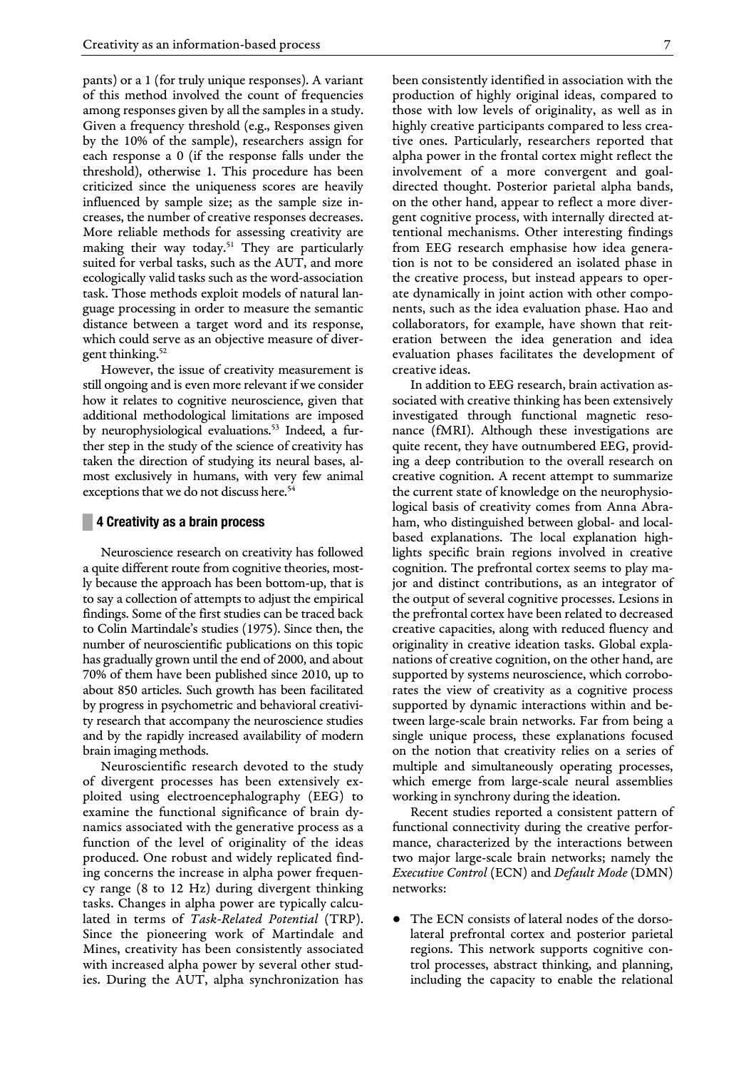pants) or a 1 (for truly unique responses). A variant of this method involved the count of frequencies among responses given by all the samples in a study. Given a frequency threshold (e.g., Responses given by the 10% of the sample), researchers assign for each response a 0 (if the response falls under the threshold), otherwise 1. This procedure has been criticized since the uniqueness scores are heavily influenced by sample size; as the sample size increases, the number of creative responses decreases. More reliable methods for assessing creativity are making their way today.[51] They are particularly suited for verbal tasks, such as the AUT, and more ecologically valid tasks such as the word-association task. Those methods exploit models of natural language processing in order to measure the semantic distance between a target word and its response, which could serve as an objective measure of divergent thinking.[52]

However, the issue of creativity measurement is still ongoing and is even more relevant if we consider how it relates to cognitive neuroscience, given that additional methodological limitations are imposed by neurophysiological evaluations.[53] Indeed, a further step in the study of the science of creativity has taken the direction of studying its neural bases, almost exclusively in humans, with very few animal exceptions that we do not discuss here.[54]

## 4 Creativity as a brain process

Neuroscience research on creativity has followed a quite different route from cognitive theories, mostly because the approach has been bottom-up, that is to say a collection of attempts to adjust the empirical findings. Some of the first studies can be traced back to Colin Martindale's studies (1975). Since then, the number of neuroscientific publications on this topic has gradually grown until the end of 2000, and about 70% of them have been published since 2010, up to about 850 articles. Such growth has been facilitated by progress in psychometric and behavioral creativity research that accompany the neuroscience studies and by the rapidly increased availability of modern brain imaging methods.

Neuroscientific research devoted to the study of divergent processes has been extensively exploited using electroencephalography (EEG) to examine the functional significance of brain dynamics associated with the generative process as a function of the level of originality of the ideas produced. One robust and widely replicated finding concerns the increase in alpha power frequency range (8 to 12 Hz) during divergent thinking tasks. Changes in alpha power are typically calculated in terms of *Task-Related Potential* (TRP). Since the pioneering work of Martindale and Mines, creativity has been consistently associated with increased alpha power by several other studies. During the AUT, alpha synchronization has been consistently identified in association with the production of highly original ideas, compared to those with low levels of originality, as well as in highly creative participants compared to less creative ones. Particularly, researchers reported that alpha power in the frontal cortex might reflect the involvement of a more convergent and goal-directed thought. Posterior parietal alpha bands, on the other hand, appear to reflect a more divergent cognitive process, with internally directed attentional mechanisms. Other interesting findings from EEG research emphasise how idea generation is not to be considered an isolated phase in the creative process, but instead appears to operate dynamically in joint action with other components, such as the idea evaluation phase. Hao and collaborators, for example, have shown that reiteration between the idea generation and idea evaluation phases facilitates the development of creative ideas.

In addition to EEG research, brain activation associated with creative thinking has been extensively investigated through functional magnetic resonance (fMRI). Although these investigations are quite recent, they have outnumbered EEG, providing a deep contribution to the overall research on creative cognition. A recent attempt to summarize the current state of knowledge on the neurophysiological basis of creativity comes from Anna Abraham, who distinguished between global- and local-based explanations. The local explanation highlights specific brain regions involved in creative cognition. The prefrontal cortex seems to play major and distinct contributions, as an integrator of the output of several cognitive processes. Lesions in the prefrontal cortex have been related to decreased creative capacities, along with reduced fluency and originality in creative ideation tasks. Global explanations of creative cognition, on the other hand, are supported by systems neuroscience, which corroborates the view of creativity as a cognitive process supported by dynamic interactions within and between large-scale brain networks. Far from being a single unique process, these explanations focused on the notion that creativity relies on a series of multiple and simultaneously operating processes, which emerge from large-scale neural assemblies working in synchrony during the ideation.

Recent studies reported a consistent pattern of functional connectivity during the creative performance, characterized by the interactions between two major large-scale brain networks; namely the *Executive Control* (ECN) and *Default Mode* (DMN) networks:

- The ECN consists of lateral nodes of the dorsolateral prefrontal cortex and posterior parietal regions. This network supports cognitive control processes, abstract thinking, and planning, including the capacity to enable the relational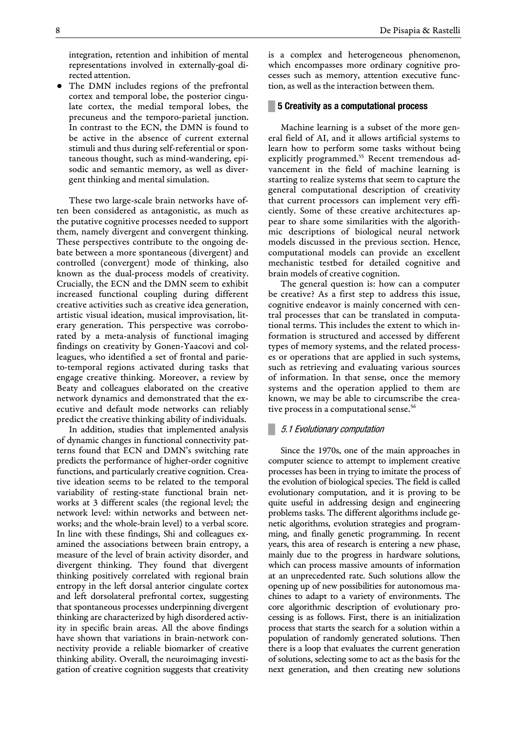integration, retention and inhibition of mental representations involved in externally-goal directed attention.

- The DMN includes regions of the prefrontal cortex and temporal lobe, the posterior cingulate cortex, the medial temporal lobes, the precuneus and the temporo-parietal junction. In contrast to the ECN, the DMN is found to be active in the absence of current external stimuli and thus during self-referential or spontaneous thought, such as mind-wandering, episodic and semantic memory, as well as divergent thinking and mental simulation.

These two large-scale brain networks have often been considered as antagonistic, as much as the putative cognitive processes needed to support them, namely divergent and convergent thinking. These perspectives contribute to the ongoing debate between a more spontaneous (divergent) and controlled (convergent) mode of thinking, also known as the dual-process models of creativity. Crucially, the ECN and the DMN seem to exhibit increased functional coupling during different creative activities such as creative idea generation, artistic visual ideation, musical improvisation, literary generation. This perspective was corroborated by a meta-analysis of functional imaging findings on creativity by Gonen-Yaacovi and colleagues, who identified a set of frontal and parieto-temporal regions activated during tasks that engage creative thinking. Moreover, a review by Beaty and colleagues elaborated on the creative network dynamics and demonstrated that the executive and default mode networks can reliably predict the creative thinking ability of individuals.

In addition, studies that implemented analysis of dynamic changes in functional connectivity patterns found that ECN and DMN's switching rate predicts the performance of higher-order cognitive functions, and particularly creative cognition. Creative ideation seems to be related to the temporal variability of resting-state functional brain networks at 3 different scales (the regional level; the network level: within networks and between networks; and the whole-brain level) to a verbal score. In line with these findings, Shi and colleagues examined the associations between brain entropy, a measure of the level of brain activity disorder, and divergent thinking. They found that divergent thinking positively correlated with regional brain entropy in the left dorsal anterior cingulate cortex and left dorsolateral prefrontal cortex, suggesting that spontaneous processes underpinning divergent thinking are characterized by high disordered activity in specific brain areas. All the above findings have shown that variations in brain-network connectivity provide a reliable biomarker of creative thinking ability. Overall, the neuroimaging investigation of creative cognition suggests that creativity is a complex and heterogeneous phenomenon, which encompasses more ordinary cognitive processes such as memory, attention executive function, as well as the interaction between them.

## 5 Creativity as a computational process

Machine learning is a subset of the more general field of AI, and it allows artificial systems to learn how to perform some tasks without being explicitly programmed.[55] Recent tremendous advancement in the field of machine learning is starting to realize systems that seem to capture the general computational description of creativity that current processors can implement very efficiently. Some of these creative architectures appear to share some similarities with the algorithmic descriptions of biological neural network models discussed in the previous section. Hence, computational models can provide an excellent mechanistic testbed for detailed cognitive and brain models of creative cognition.

The general question is: how can a computer be creative? As a first step to address this issue, cognitive endeavor is mainly concerned with central processes that can be translated in computational terms. This includes the extent to which information is structured and accessed by different types of memory systems, and the related processes or operations that are applied in such systems, such as retrieving and evaluating various sources of information. In that sense, once the memory systems and the operation applied to them are known, we may be able to circumscribe the creative process in a computational sense.[56]

### *5.1 Evolutionary computation*

Since the 1970s, one of the main approaches in computer science to attempt to implement creative processes has been in trying to imitate the process of the evolution of biological species. The field is called evolutionary computation, and it is proving to be quite useful in addressing design and engineering problems tasks. The different algorithms include genetic algorithms, evolution strategies and programming, and finally genetic programming. In recent years, this area of research is entering a new phase, mainly due to the progress in hardware solutions, which can process massive amounts of information at an unprecedented rate. Such solutions allow the opening up of new possibilities for autonomous machines to adapt to a variety of environments. The core algorithmic description of evolutionary processing is as follows. First, there is an initialization process that starts the search for a solution within a population of randomly generated solutions. Then there is a loop that evaluates the current generation of solutions, selecting some to act as the basis for the next generation, and then creating new solutions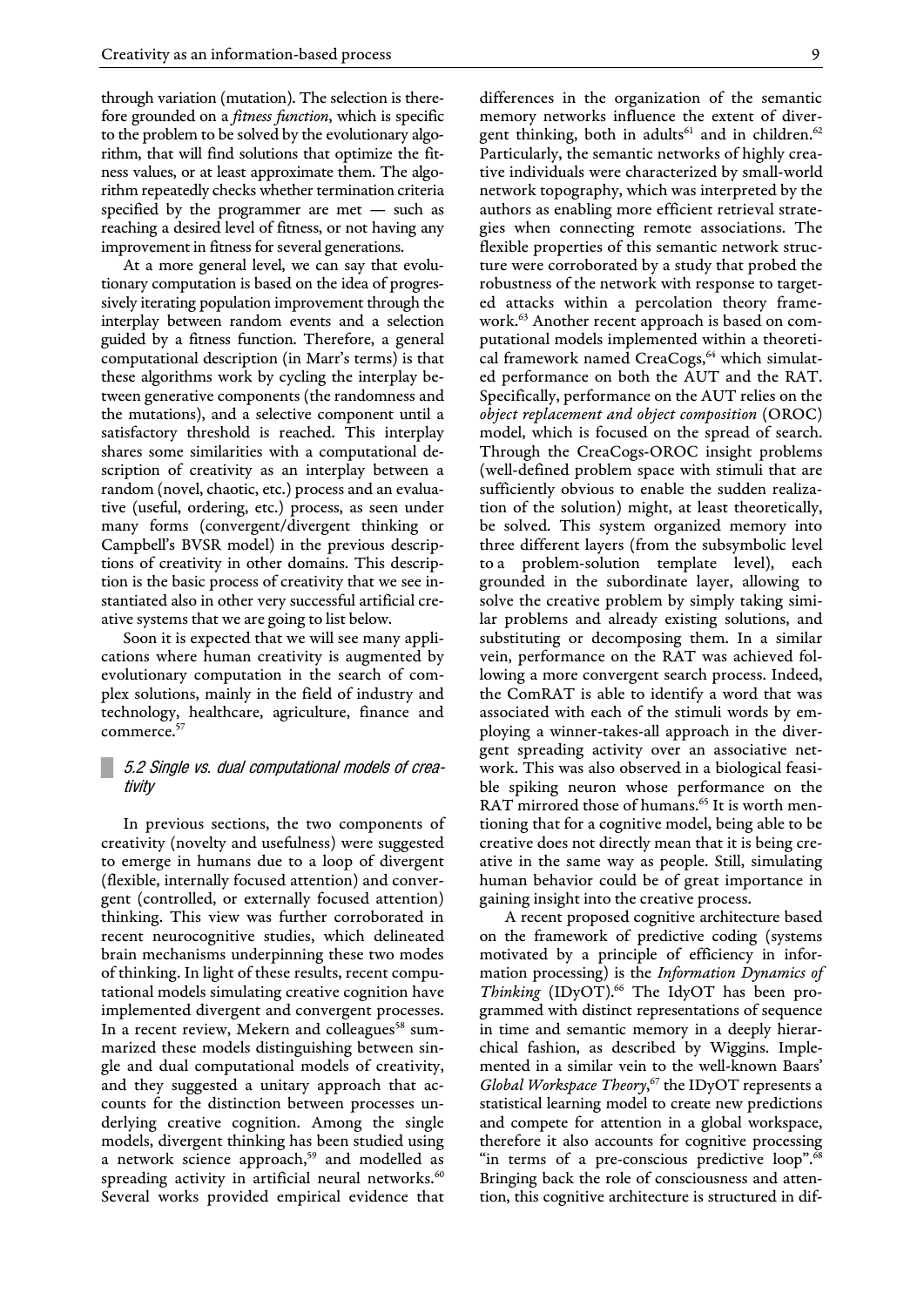through variation (mutation). The selection is therefore grounded on a *fitness function*, which is specific to the problem to be solved by the evolutionary algorithm, that will find solutions that optimize the fitness values, or at least approximate them. The algorithm repeatedly checks whether termination criteria specified by the programmer are met — such as reaching a desired level of fitness, or not having any improvement in fitness for several generations.

At a more general level, we can say that evolutionary computation is based on the idea of progressively iterating population improvement through the interplay between random events and a selection guided by a fitness function. Therefore, a general computational description (in Marr's terms) is that these algorithms work by cycling the interplay between generative components (the randomness and the mutations), and a selective component until a satisfactory threshold is reached. This interplay shares some similarities with a computational description of creativity as an interplay between a random (novel, chaotic, etc.) process and an evaluative (useful, ordering, etc.) process, as seen under many forms (convergent/divergent thinking or Campbell's BVSR model) in the previous descriptions of creativity in other domains. This description is the basic process of creativity that we see instantiated also in other very successful artificial creative systems that we are going to list below.

Soon it is expected that we will see many applications where human creativity is augmented by evolutionary computation in the search of complex solutions, mainly in the field of industry and technology, healthcare, agriculture, finance and commerce.[57]

### 5.2 Single vs. dual computational models of creativity

In previous sections, the two components of creativity (novelty and usefulness) were suggested to emerge in humans due to a loop of divergent (flexible, internally focused attention) and convergent (controlled, or externally focused attention) thinking. This view was further corroborated in recent neurocognitive studies, which delineated brain mechanisms underpinning these two modes of thinking. In light of these results, recent computational models simulating creative cognition have implemented divergent and convergent processes. In a recent review, Mekern and colleagues[58] summarized these models distinguishing between single and dual computational models of creativity, and they suggested a unitary approach that accounts for the distinction between processes underlying creative cognition. Among the single models, divergent thinking has been studied using a network science approach,[59] and modelled as spreading activity in artificial neural networks.[60] Several works provided empirical evidence that differences in the organization of the semantic memory networks influence the extent of divergent thinking, both in adults[61] and in children.[62] Particularly, the semantic networks of highly creative individuals were characterized by small-world network topography, which was interpreted by the authors as enabling more efficient retrieval strategies when connecting remote associations. The flexible properties of this semantic network structure were corroborated by a study that probed the robustness of the network with response to targeted attacks within a percolation theory framework.[63] Another recent approach is based on computational models implemented within a theoretical framework named CreaCogs,[64] which simulated performance on both the AUT and the RAT. Specifically, performance on the AUT relies on the *object replacement and object composition* (OROC) model, which is focused on the spread of search. Through the CreaCogs-OROC insight problems (well-defined problem space with stimuli that are sufficiently obvious to enable the sudden realization of the solution) might, at least theoretically, be solved. This system organized memory into three different layers (from the subsymbolic level to a problem-solution template level), each grounded in the subordinate layer, allowing to solve the creative problem by simply taking similar problems and already existing solutions, and substituting or decomposing them. In a similar vein, performance on the RAT was achieved following a more convergent search process. Indeed, the ComRAT is able to identify a word that was associated with each of the stimuli words by employing a winner-takes-all approach in the divergent spreading activity over an associative network. This was also observed in a biological feasible spiking neuron whose performance on the RAT mirrored those of humans.[65] It is worth mentioning that for a cognitive model, being able to be creative does not directly mean that it is being creative in the same way as people. Still, simulating human behavior could be of great importance in gaining insight into the creative process.

A recent proposed cognitive architecture based on the framework of predictive coding (systems motivated by a principle of efficiency in information processing) is the *Information Dynamics of Thinking* (IDyOT).[66] The IdyOT has been programmed with distinct representations of sequence in time and semantic memory in a deeply hierarchical fashion, as described by Wiggins. Implemented in a similar vein to the well-known Baars' *Global Workspace Theory*,[67] the IDyOT represents a statistical learning model to create new predictions and compete for attention in a global workspace, therefore it also accounts for cognitive processing "in terms of a pre-conscious predictive loop".[68] Bringing back the role of consciousness and attention, this cognitive architecture is structured in dif-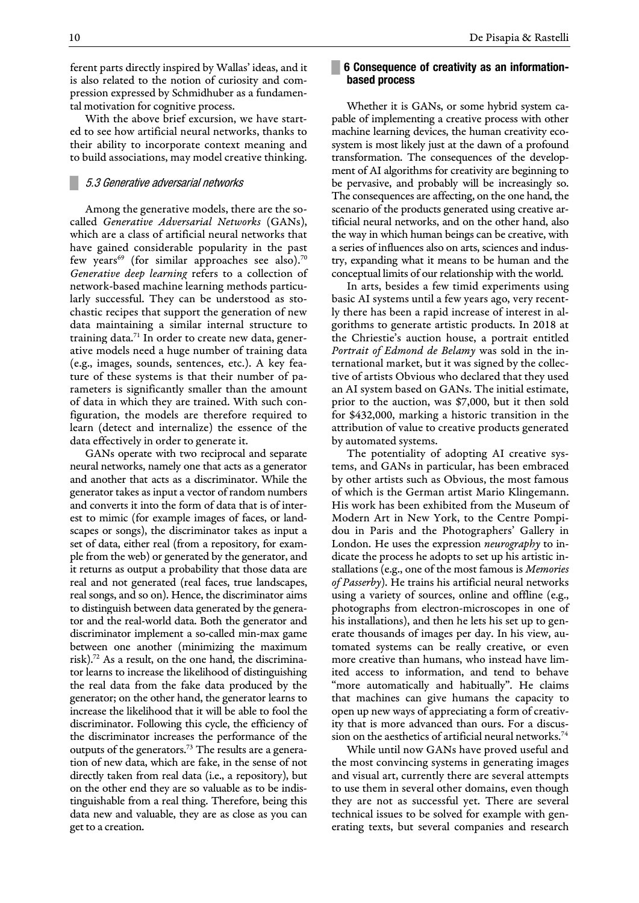ferent parts directly inspired by Wallas' ideas, and it is also related to the notion of curiosity and compression expressed by Schmidhuber as a fundamental motivation for cognitive process.

With the above brief excursion, we have started to see how artificial neural networks, thanks to their ability to incorporate context meaning and to build associations, may model creative thinking.

### 5.3 Generative adversarial networks

Among the generative models, there are the so-called *Generative Adversarial Networks* (GANs), which are a class of artificial neural networks that have gained considerable popularity in the past few years[69] (for similar approaches see also).[70] *Generative deep learning* refers to a collection of network-based machine learning methods particularly successful. They can be understood as stochastic recipes that support the generation of new data maintaining a similar internal structure to training data.[71] In order to create new data, generative models need a huge number of training data (e.g., images, sounds, sentences, etc.). A key feature of these systems is that their number of parameters is significantly smaller than the amount of data in which they are trained. With such configuration, the models are therefore required to learn (detect and internalize) the essence of the data effectively in order to generate it.

GANs operate with two reciprocal and separate neural networks, namely one that acts as a generator and another that acts as a discriminator. While the generator takes as input a vector of random numbers and converts it into the form of data that is of interest to mimic (for example images of faces, or landscapes or songs), the discriminator takes as input a set of data, either real (from a repository, for example from the web) or generated by the generator, and it returns as output a probability that those data are real and not generated (real faces, true landscapes, real songs, and so on). Hence, the discriminator aims to distinguish between data generated by the generator and the real-world data. Both the generator and discriminator implement a so-called min-max game between one another (minimizing the maximum risk).[72] As a result, on the one hand, the discriminator learns to increase the likelihood of distinguishing the real data from the fake data produced by the generator; on the other hand, the generator learns to increase the likelihood that it will be able to fool the discriminator. Following this cycle, the efficiency of the discriminator increases the performance of the outputs of the generators.[73] The results are a generation of new data, which are fake, in the sense of not directly taken from real data (i.e., a repository), but on the other end they are so valuable as to be indistinguishable from a real thing. Therefore, being this data new and valuable, they are as close as you can get to a creation.

## 6 Consequence of creativity as an information-based process

Whether it is GANs, or some hybrid system capable of implementing a creative process with other machine learning devices, the human creativity ecosystem is most likely just at the dawn of a profound transformation. The consequences of the development of AI algorithms for creativity are beginning to be pervasive, and probably will be increasingly so. The consequences are affecting, on the one hand, the scenario of the products generated using creative artificial neural networks, and on the other hand, also the way in which human beings can be creative, with a series of influences also on arts, sciences and industry, expanding what it means to be human and the conceptual limits of our relationship with the world.

In arts, besides a few timid experiments using basic AI systems until a few years ago, very recently there has been a rapid increase of interest in algorithms to generate artistic products. In 2018 at the Chriestie's auction house, a portrait entitled *Portrait of Edmond de Belamy* was sold in the international market, but it was signed by the collective of artists Obvious who declared that they used an AI system based on GANs. The initial estimate, prior to the auction, was $7,000, but it then sold for $432,000, marking a historic transition in the attribution of value to creative products generated by automated systems.

The potentiality of adopting AI creative systems, and GANs in particular, has been embraced by other artists such as Obvious, the most famous of which is the German artist Mario Klingemann. His work has been exhibited from the Museum of Modern Art in New York, to the Centre Pompidou in Paris and the Photographers' Gallery in London. He uses the expression *neurography* to indicate the process he adopts to set up his artistic installations (e.g., one of the most famous is *Memories of Passerby*). He trains his artificial neural networks using a variety of sources, online and offline (e.g., photographs from electron-microscopes in one of his installations), and then he lets his set up to generate thousands of images per day. In his view, automated systems can be really creative, or even more creative than humans, who instead have limited access to information, and tend to behave "more automatically and habitually". He claims that machines can give humans the capacity to open up new ways of appreciating a form of creativity that is more advanced than ours. For a discussion on the aesthetics of artificial neural networks.[74]

While until now GANs have proved useful and the most convincing systems in generating images and visual art, currently there are several attempts to use them in several other domains, even though they are not as successful yet. There are several technical issues to be solved for example with generating texts, but several companies and research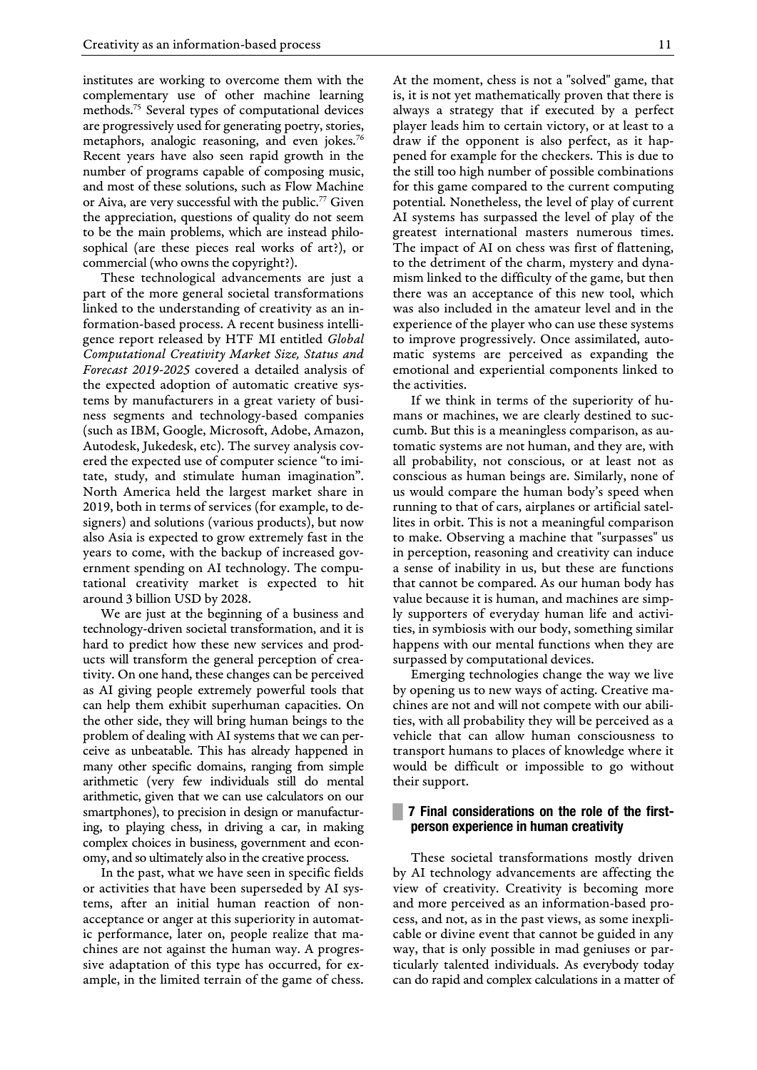institutes are working to overcome them with the complementary use of other machine learning methods.[75] Several types of computational devices are progressively used for generating poetry, stories, metaphors, analogic reasoning, and even jokes.[76] Recent years have also seen rapid growth in the number of programs capable of composing music, and most of these solutions, such as Flow Machine or Aiva, are very successful with the public.[77] Given the appreciation, questions of quality do not seem to be the main problems, which are instead philosophical (are these pieces real works of art?), or commercial (who owns the copyright?).

These technological advancements are just a part of the more general societal transformations linked to the understanding of creativity as an information-based process. A recent business intelligence report released by HTF MI entitled *Global Computational Creativity Market Size, Status and Forecast 2019-2025* covered a detailed analysis of the expected adoption of automatic creative systems by manufacturers in a great variety of business segments and technology-based companies (such as IBM, Google, Microsoft, Adobe, Amazon, Autodesk, Jukedesk, etc). The survey analysis covered the expected use of computer science "to imitate, study, and stimulate human imagination". North America held the largest market share in 2019, both in terms of services (for example, to designers) and solutions (various products), but now also Asia is expected to grow extremely fast in the years to come, with the backup of increased government spending on AI technology. The computational creativity market is expected to hit around 3 billion USD by 2028.

We are just at the beginning of a business and technology-driven societal transformation, and it is hard to predict how these new services and products will transform the general perception of creativity. On one hand, these changes can be perceived as AI giving people extremely powerful tools that can help them exhibit superhuman capacities. On the other side, they will bring human beings to the problem of dealing with AI systems that we can perceive as unbeatable. This has already happened in many other specific domains, ranging from simple arithmetic (very few individuals still do mental arithmetic, given that we can use calculators on our smartphones), to precision in design or manufacturing, to playing chess, in driving a car, in making complex choices in business, government and economy, and so ultimately also in the creative process.

In the past, what we have seen in specific fields or activities that have been superseded by AI systems, after an initial human reaction of non-acceptance or anger at this superiority in automatic performance, later on, people realize that machines are not against the human way. A progressive adaptation of this type has occurred, for example, in the limited terrain of the game of chess. At the moment, chess is not a "solved" game, that is, it is not yet mathematically proven that there is always a strategy that if executed by a perfect player leads him to certain victory, or at least to a draw if the opponent is also perfect, as it happened for example for the checkers. This is due to the still too high number of possible combinations for this game compared to the current computing potential. Nonetheless, the level of play of current AI systems has surpassed the level of play of the greatest international masters numerous times. The impact of AI on chess was first of flattening, to the detriment of the charm, mystery and dynamism linked to the difficulty of the game, but then there was an acceptance of this new tool, which was also included in the amateur level and in the experience of the player who can use these systems to improve progressively. Once assimilated, automatic systems are perceived as expanding the emotional and experiential components linked to the activities.

If we think in terms of the superiority of humans or machines, we are clearly destined to succumb. But this is a meaningless comparison, as automatic systems are not human, and they are, with all probability, not conscious, or at least not as conscious as human beings are. Similarly, none of us would compare the human body's speed when running to that of cars, airplanes or artificial satellites in orbit. This is not a meaningful comparison to make. Observing a machine that "surpasses" us in perception, reasoning and creativity can induce a sense of inability in us, but these are functions that cannot be compared. As our human body has value because it is human, and machines are simply supporters of everyday human life and activities, in symbiosis with our body, something similar happens with our mental functions when they are surpassed by computational devices.

Emerging technologies change the way we live by opening us to new ways of acting. Creative machines are not and will not compete with our abilities, with all probability they will be perceived as a vehicle that can allow human consciousness to transport humans to places of knowledge where it would be difficult or impossible to go without their support.

## 7 Final considerations on the role of the first-person experience in human creativity

These societal transformations mostly driven by AI technology advancements are affecting the view of creativity. Creativity is becoming more and more perceived as an information-based process, and not, as in the past views, as some inexplicable or divine event that cannot be guided in any way, that is only possible in mad geniuses or particularly talented individuals. As everybody today can do rapid and complex calculations in a matter of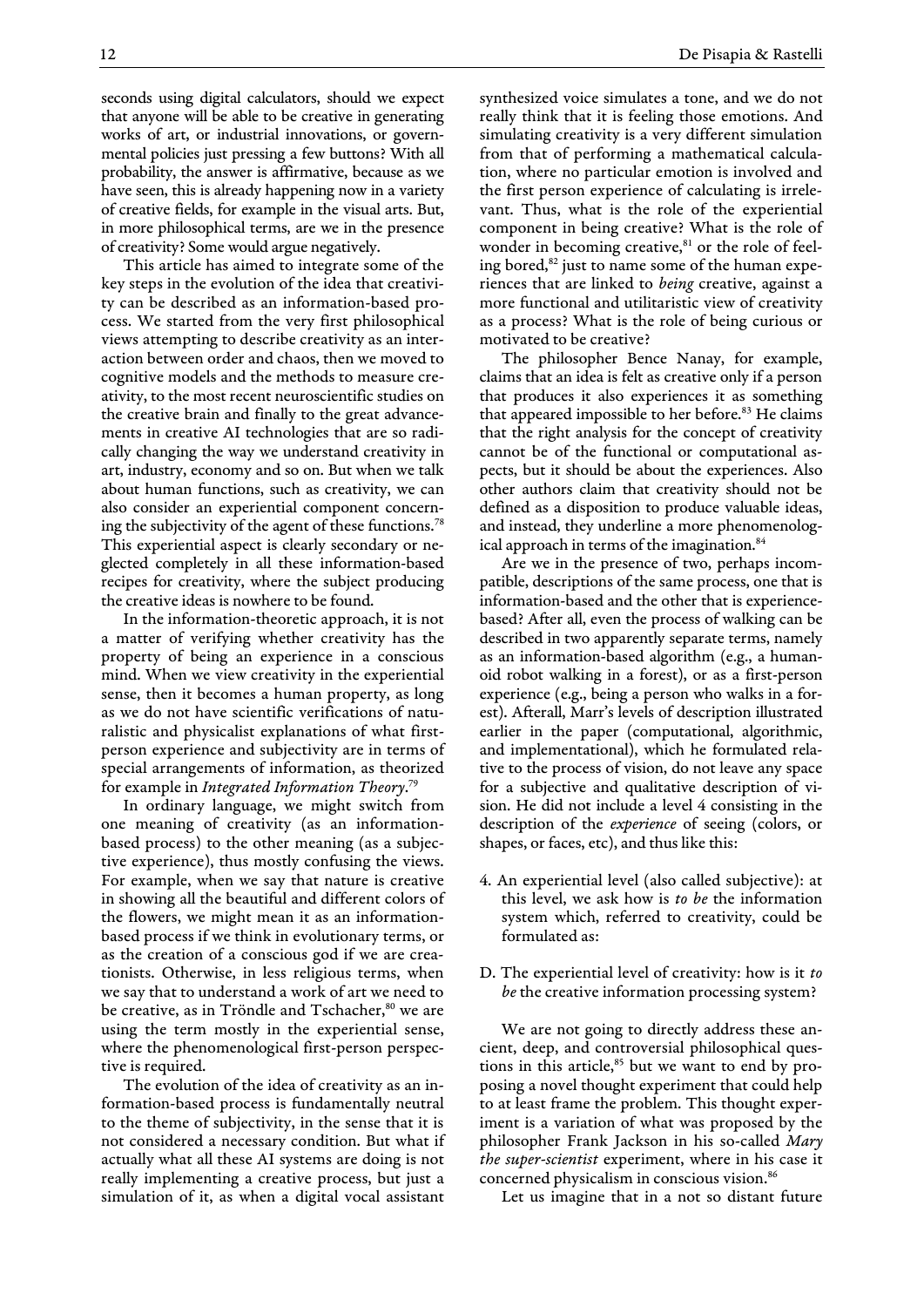seconds using digital calculators, should we expect that anyone will be able to be creative in generating works of art, or industrial innovations, or governmental policies just pressing a few buttons? With all probability, the answer is affirmative, because as we have seen, this is already happening now in a variety of creative fields, for example in the visual arts. But, in more philosophical terms, are we in the presence of creativity? Some would argue negatively.

This article has aimed to integrate some of the key steps in the evolution of the idea that creativity can be described as an information-based process. We started from the very first philosophical views attempting to describe creativity as an interaction between order and chaos, then we moved to cognitive models and the methods to measure creativity, to the most recent neuroscientific studies on the creative brain and finally to the great advancements in creative AI technologies that are so radically changing the way we understand creativity in art, industry, economy and so on. But when we talk about human functions, such as creativity, we can also consider an experiential component concerning the subjectivity of the agent of these functions.[78] This experiential aspect is clearly secondary or neglected completely in all these information-based recipes for creativity, where the subject producing the creative ideas is nowhere to be found.

In the information-theoretic approach, it is not a matter of verifying whether creativity has the property of being an experience in a conscious mind. When we view creativity in the experiential sense, then it becomes a human property, as long as we do not have scientific verifications of naturalistic and physicalist explanations of what first-person experience and subjectivity are in terms of special arrangements of information, as theorized for example in *Integrated Information Theory*.[79]

In ordinary language, we might switch from one meaning of creativity (as an information-based process) to the other meaning (as a subjective experience), thus mostly confusing the views. For example, when we say that nature is creative in showing all the beautiful and different colors of the flowers, we might mean it as an information-based process if we think in evolutionary terms, or as the creation of a conscious god if we are creationists. Otherwise, in less religious terms, when we say that to understand a work of art we need to be creative, as in Tröndle and Tschacher,[80] we are using the term mostly in the experiential sense, where the phenomenological first-person perspective is required.

The evolution of the idea of creativity as an information-based process is fundamentally neutral to the theme of subjectivity, in the sense that it is not considered a necessary condition. But what if actually what all these AI systems are doing is not really implementing a creative process, but just a simulation of it, as when a digital vocal assistant synthesized voice simulates a tone, and we do not really think that it is feeling those emotions. And simulating creativity is a very different simulation from that of performing a mathematical calculation, where no particular emotion is involved and the first person experience of calculating is irrelevant. Thus, what is the role of the experiential component in being creative? What is the role of wonder in becoming creative,[81] or the role of feeling bored,[82] just to name some of the human experiences that are linked to *being* creative, against a more functional and utilitaristic view of creativity as a process? What is the role of being curious or motivated to be creative?

The philosopher Bence Nanay, for example, claims that an idea is felt as creative only if a person that produces it also experiences it as something that appeared impossible to her before.[83] He claims that the right analysis for the concept of creativity cannot be of the functional or computational aspects, but it should be about the experiences. Also other authors claim that creativity should not be defined as a disposition to produce valuable ideas, and instead, they underline a more phenomenological approach in terms of the imagination.[84]

Are we in the presence of two, perhaps incompatible, descriptions of the same process, one that is information-based and the other that is experience-based? After all, even the process of walking can be described in two apparently separate terms, namely as an information-based algorithm (e.g., a humanoid robot walking in a forest), or as a first-person experience (e.g., being a person who walks in a forest). Afterall, Marr's levels of description illustrated earlier in the paper (computational, algorithmic, and implementational), which he formulated relative to the process of vision, do not leave any space for a subjective and qualitative description of vision. He did not include a level 4 consisting in the description of the *experience* of seeing (colors, or shapes, or faces, etc), and thus like this:

4. An experiential level (also called subjective): at this level, we ask how is *to be* the information system which, referred to creativity, could be formulated as:

D. The experiential level of creativity: how is it *to be* the creative information processing system?

We are not going to directly address these ancient, deep, and controversial philosophical questions in this article,[85] but we want to end by proposing a novel thought experiment that could help to at least frame the problem. This thought experiment is a variation of what was proposed by the philosopher Frank Jackson in his so-called *Mary the super-scientist* experiment, where in his case it concerned physicalism in conscious vision.[86]

Let us imagine that in a not so distant future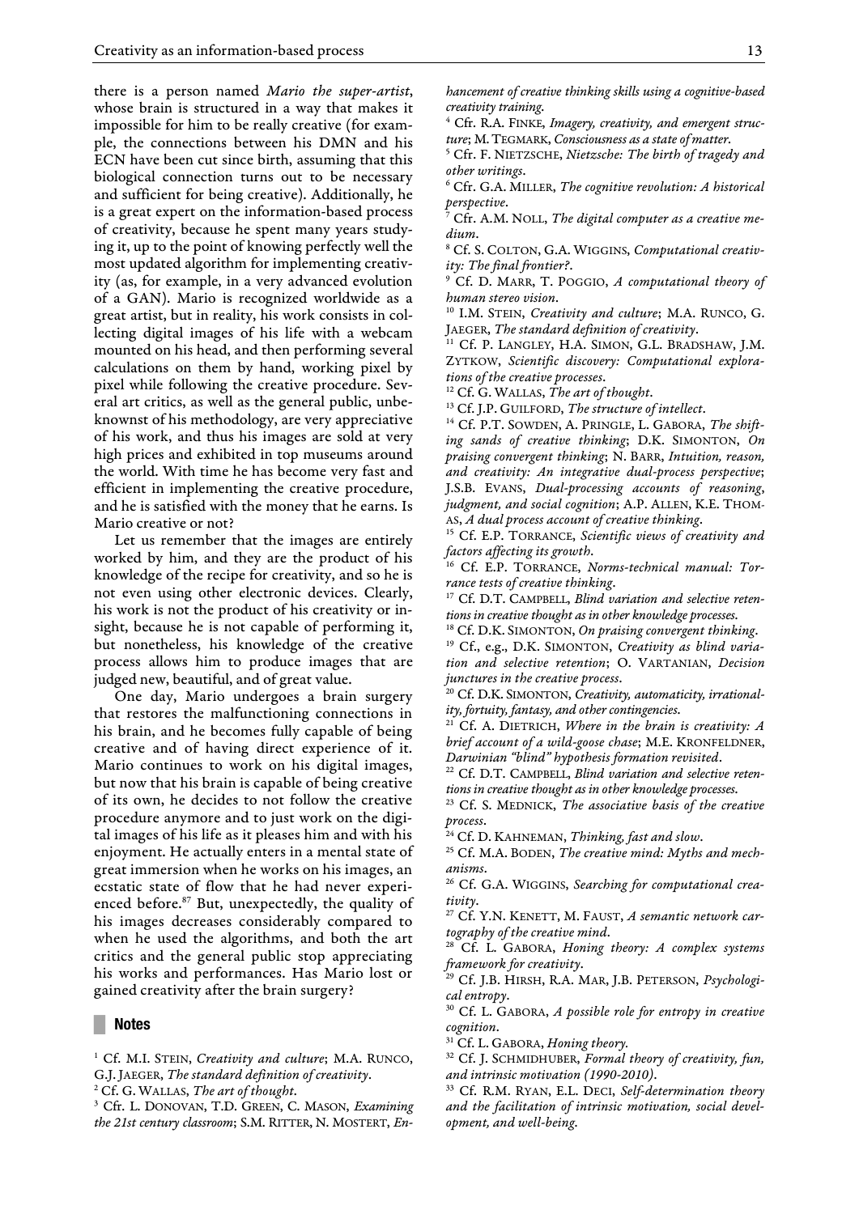there is a person named *Mario the super-artist*, whose brain is structured in a way that makes it impossible for him to be really creative (for example, the connections between his DMN and his ECN have been cut since birth, assuming that this biological connection turns out to be necessary and sufficient for being creative). Additionally, he is a great expert on the information-based process of creativity, because he spent many years studying it, up to the point of knowing perfectly well the most updated algorithm for implementing creativity (as, for example, in a very advanced evolution of a GAN). Mario is recognized worldwide as a great artist, but in reality, his work consists in collecting digital images of his life with a webcam mounted on his head, and then performing several calculations on them by hand, working pixel by pixel while following the creative procedure. Several art critics, as well as the general public, unbeknownst of his methodology, are very appreciative of his work, and thus his images are sold at very high prices and exhibited in top museums around the world. With time he has become very fast and efficient in implementing the creative procedure, and he is satisfied with the money that he earns. Is Mario creative or not?

Let us remember that the images are entirely worked by him, and they are the product of his knowledge of the recipe for creativity, and so he is not even using other electronic devices. Clearly, his work is not the product of his creativity or insight, because he is not capable of performing it, but nonetheless, his knowledge of the creative process allows him to produce images that are judged new, beautiful, and of great value.

One day, Mario undergoes a brain surgery that restores the malfunctioning connections in his brain, and he becomes fully capable of being creative and of having direct experience of it. Mario continues to work on his digital images, but now that his brain is capable of being creative of its own, he decides to not follow the creative procedure anymore and to just work on the digital images of his life as it pleases him and with his enjoyment. He actually enters in a mental state of great immersion when he works on his images, an ecstatic state of flow that he had never experienced before.[87] But, unexpectedly, the quality of his images decreases considerably compared to when he used the algorithms, and both the art critics and the general public stop appreciating his works and performances. Has Mario lost or gained creativity after the brain surgery?

## Notes

[1] Cf. M.I. Stein, *Creativity and culture*; M.A. Runco, G.J. Jaeger, *The standard definition of creativity*.

[2] Cf. G. Wallas, *The art of thought*.

[3] Cfr. L. Donovan, T.D. Green, C. Mason, *Examining the 21st century classroom*; S.M. Ritter, N. Mostert, *Enhancement of creative thinking skills using a cognitive-based creativity training*.

[4] Cfr. R.A. Finke, *Imagery, creativity, and emergent structure*; M. Tegmark, *Consciousness as a state of matter*.

[5] Cfr. F. Nietzsche, *Nietzsche: The birth of tragedy and other writings*.

[6] Cfr. G.A. Miller, *The cognitive revolution: A historical perspective*.

[7] Cfr. A.M. Noll, *The digital computer as a creative medium*.

[8] Cf. S. Colton, G.A. Wiggins, *Computational creativity: The final frontier?*.

[9] Cf. D. Marr, T. Poggio, *A computational theory of human stereo vision*.

[10] I.M. Stein, *Creativity and culture*; M.A. Runco, G. Jaeger, *The standard definition of creativity*.

[11] Cf. P. Langley, H.A. Simon, G.L. Bradshaw, J.M. Zytkow, *Scientific discovery: Computational explorations of the creative processes*.

[12] Cf. G. Wallas, *The art of thought*.

[13] Cf. J.P. Guilford, *The structure of intellect*.

[14] Cf. P.T. Sowden, A. Pringle, L. Gabora, *The shifting sands of creative thinking*; D.K. Simonton, *On praising convergent thinking*; N. Barr, *Intuition, reason, and creativity: An integrative dual-process perspective*; J.S.B. Evans, *Dual-processing accounts of reasoning, judgment, and social cognition*; A.P. Allen, K.E. Thomas, *A dual process account of creative thinking*.

[15] Cf. E.P. Torrance, *Scientific views of creativity and factors affecting its growth*.

[16] Cf. E.P. Torrance, *Norms-technical manual: Torrance tests of creative thinking*.

[17] Cf. D.T. Campbell, *Blind variation and selective retentions in creative thought as in other knowledge processes*.

[18] Cf. D.K. Simonton, *On praising convergent thinking*.

[19] Cf., e.g., D.K. Simonton, *Creativity as blind variation and selective retention*; O. Vartanian, *Decision junctures in the creative process*.

[20] Cf. D.K. Simonton, *Creativity, automaticity, irrationality, fortuity, fantasy, and other contingencies*.

[21] Cf. A. Dietrich, *Where in the brain is creativity: A brief account of a wild-goose chase*; M.E. Kronfeldner, *Darwinian "blind" hypothesis formation revisited*.

[22] Cf. D.T. Campbell, *Blind variation and selective retentions in creative thought as in other knowledge processes*.

[23] Cf. S. Mednick, *The associative basis of the creative process*.

[24] Cf. D. Kahneman, *Thinking, fast and slow*.

[25] Cf. M.A. Boden, *The creative mind: Myths and mechanisms*.

[26] Cf. G.A. Wiggins, *Searching for computational creativity*.

[27] Cf. Y.N. Kenett, M. Faust, *A semantic network cartography of the creative mind*.

[28] Cf. L. Gabora, *Honing theory: A complex systems framework for creativity*.

[29] Cf. J.B. Hirsh, R.A. Mar, J.B. Peterson, *Psychological entropy*.

[30] Cf. L. Gabora, *A possible role for entropy in creative cognition*.

[31] Cf. L. Gabora, *Honing theory.*

[32] Cf. J. Schmidhuber, *Formal theory of creativity, fun, and intrinsic motivation (1990-2010)*.

[33] Cf. R.M. Ryan, E.L. Deci, *Self-determination theory and the facilitation of intrinsic motivation, social development, and well-being*.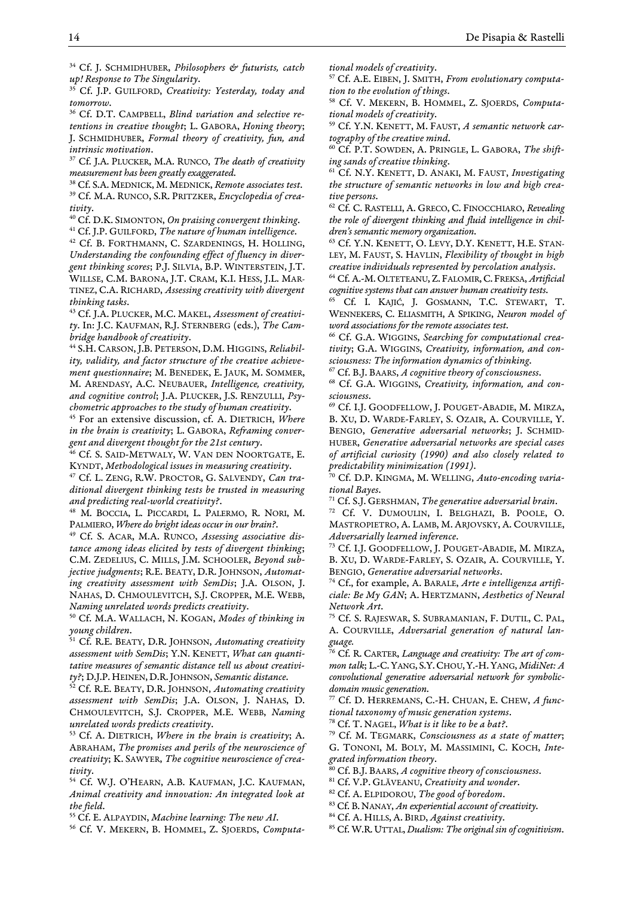[34] Cf. J. SCHMIDHUBER, *Philosophers & futurists, catch up! Response to The Singularity*.

[35] Cf. J.P. GUILFORD, *Creativity: Yesterday, today and tomorrow*.

[36] Cf. D.T. CAMPBELL, *Blind variation and selective retentions in creative thought*; L. GABORA, *Honing theory*; J. SCHMIDHUBER, *Formal theory of creativity, fun, and intrinsic motivation*.

[37] Cf. J.A. PLUCKER, M.A. RUNCO, *The death of creativity measurement has been greatly exaggerated*.

[38] Cf. S.A. MEDNICK, M. MEDNICK, *Remote associates test*.

[39] Cf. M.A. RUNCO, S.R. PRITZKER, *Encyclopedia of creativity*.

[40] Cf. D.K. SIMONTON, *On praising convergent thinking*.

[41] Cf. J.P. GUILFORD, *The nature of human intelligence*.

[42] Cf. B. FORTHMANN, C. SZARDENINGS, H. HOLLING, *Understanding the confounding effect of fluency in divergent thinking scores*; P.J. SILVIA, B.P. WINTERSTEIN, J.T. WILLSE, C.M. BARONA, J.T. CRAM, K.I. HESS, J.L. MARTINEZ, C.A. RICHARD, *Assessing creativity with divergent thinking tasks*.

[43] Cf. J.A. PLUCKER, M.C. MAKEL, *Assessment of creativity*. In: J.C. KAUFMAN, R.J. STERNBERG (eds.), *The Cambridge handbook of creativity*.

[44] S.H. CARSON, J.B. PETERSON, D.M. HIGGINS, *Reliability, validity, and factor structure of the creative achievement questionnaire*; M. BENEDEK, E. JAUK, M. SOMMER, M. ARENDASY, A.C. NEUBAUER, *Intelligence, creativity, and cognitive control*; J.A. PLUCKER, J.S. RENZULLI, *Psychometric approaches to the study of human creativity*.

[45] For an extensive discussion, cf. A. DIETRICH, *Where in the brain is creativity*; L. GABORA, *Reframing convergent and divergent thought for the 21st century*.

[46] Cf. S. SAID-METWALY, W. VAN DEN NOORTGATE, E. KYNDT, *Methodological issues in measuring creativity*.

[47] Cf. L. ZENG, R.W. PROCTOR, G. SALVENDY, *Can traditional divergent thinking tests be trusted in measuring and predicting real-world creativity?*.

[48] M. BOCCIA, L. PICCARDI, L. PALERMO, R. NORI, M. PALMIERO, *Where do bright ideas occur in our brain?*.

[49] Cf. S. ACAR, M.A. RUNCO, *Assessing associative distance among ideas elicited by tests of divergent thinking*; C.M. ZEDELIUS, C. MILLS, J.M. SCHOOLER, *Beyond subjective judgments*; R.E. BEATY, D.R. JOHNSON, *Automating creativity assessment with SemDis*; J.A. OLSON, J. NAHAS, D. CHMOULEVITCH, S.J. CROPPER, M.E. WEBB, *Naming unrelated words predicts creativity*.

[50] Cf. M.A. WALLACH, N. KOGAN, *Modes of thinking in young children*.

[51] Cf. R.E. BEATY, D.R. JOHNSON, *Automating creativity assessment with SemDis*; Y.N. KENETT, *What can quantitative measures of semantic distance tell us about creativity?*; D.J.P. HEINEN, D.R. JOHNSON, *Semantic distance*.

[52] Cf. R.E. BEATY, D.R. JOHNSON, *Automating creativity assessment with SemDis*; J.A. OLSON, J. NAHAS, D. CHMOULEVITCH, S.J. CROPPER, M.E. WEBB, *Naming unrelated words predicts creativity*.

[53] Cf. A. DIETRICH, *Where in the brain is creativity*; A. ABRAHAM, *The promises and perils of the neuroscience of creativity*; K. SAWYER, *The cognitive neuroscience of creativity*.

[54] Cf. W.J. O'HEARN, A.B. KAUFMAN, J.C. KAUFMAN, *Animal creativity and innovation: An integrated look at the field*.

[55] Cf. E. ALPAYDIN, *Machine learning: The new AI*.

[56] Cf. V. MEKERN, B. HOMMEL, Z. SJOERDS, *Computational models of creativity*.

[57] Cf. A.E. EIBEN, J. SMITH, *From evolutionary computation to the evolution of things*.

[58] Cf. V. MEKERN, B. HOMMEL, Z. SJOERDS, *Computational models of creativity*.

[59] Cf. Y.N. KENETT, M. FAUST, *A semantic network cartography of the creative mind*.

[60] Cf. P.T. SOWDEN, A. PRINGLE, L. GABORA, *The shifting sands of creative thinking*.

[61] Cf. N.Y. KENETT, D. ANAKI, M. FAUST, *Investigating the structure of semantic networks in low and high creative persons*.

[62] Cf. C. RASTELLI, A. GRECO, C. FINOCCHIARO, *Revealing the role of divergent thinking and fluid intelligence in children's semantic memory organization*.

[63] Cf. Y.N. KENETT, O. LEVY, D.Y. KENETT, H.E. STANLEY, M. FAUST, S. HAVLIN, *Flexibility of thought in high creative individuals represented by percolation analysis*.

[64] Cf. A.-M. OLTETEANU, Z. FALOMIR, C. FREKSA, *Artificial cognitive systems that can answer human creativity tests*.

[65] Cf. I. KAJIĆ, J. GOSMANN, T.C. STEWART, T. WENNEKERS, C. ELIASMITH, A SPIKING, *Neuron model of word associations for the remote associates test*.

[66] Cf. G.A. WIGGINS, *Searching for computational creativity*; G.A. WIGGINS, *Creativity, information, and consciousness: The information dynamics of thinking*.

[67] Cf. B.J. BAARS, *A cognitive theory of consciousness*.

[68] Cf. G.A. WIGGINS, *Creativity, information, and consciousness*.

[69] Cf. I.J. GOODFELLOW, J. POUGET-ABADIE, M. MIRZA, B. XU, D. WARDE-FARLEY, S. OZAIR, A. COURVILLE, Y. BENGIO, *Generative adversarial networks*; J. SCHMIDHUBER, *Generative adversarial networks are special cases of artificial curiosity (1990) and also closely related to predictability minimization (1991)*.

[70] Cf. D.P. KINGMA, M. WELLING, *Auto-encoding variational Bayes*.

[71] Cf. S.J. GERSHMAN, *The generative adversarial brain*.

[72] Cf. V. DUMOULIN, I. BELGHAZI, B. POOLE, O. MASTROPIETRO, A. LAMB, M. ARJOVSKY, A. COURVILLE, *Adversarially learned inference*.

[73] Cf. I.J. GOODFELLOW, J. POUGET-ABADIE, M. MIRZA, B. XU, D. WARDE-FARLEY, S. OZAIR, A. COURVILLE, Y. BENGIO, *Generative adversarial networks*.

[74] Cf., for example, A. BARALE, *Arte e intelligenza artificiale: Be My GAN*; A. HERTZMANN, *Aesthetics of Neural Network Art*.

[75] Cf. S. RAJESWAR, S. SUBRAMANIAN, F. DUTIL, C. PAL, A. COURVILLE, *Adversarial generation of natural language.*

[76] Cf. R. CARTER, *Language and creativity: The art of common talk*; L.-C. YANG, S.Y. CHOU, Y.-H. YANG, *MidiNet: A convolutional generative adversarial network for symbolic-domain music generation*.

[77] Cf. D. HERREMANS, C.-H. CHUAN, E. CHEW, *A functional taxonomy of music generation systems*.

[78] Cf. T. NAGEL, *What is it like to be a bat?*.

[79] Cf. M. TEGMARK, *Consciousness as a state of matter*; G. TONONI, M. BOLY, M. MASSIMINI, C. KOCH, *Integrated information theory*.

[80] Cf. B.J. BAARS, *A cognitive theory of consciousness*.

[81] Cf. V.P. GLĂVEANU, *Creativity and wonder*.

[82] Cf. A. ELPIDOROU, *The good of boredom*.

[83] Cf. B. NANAY, *An experiential account of creativity*.

[84] Cf. A. HILLS, A. BIRD, *Against creativity*.

[85] Cf. W.R. UTTAL, *Dualism: The original sin of cognitivism*.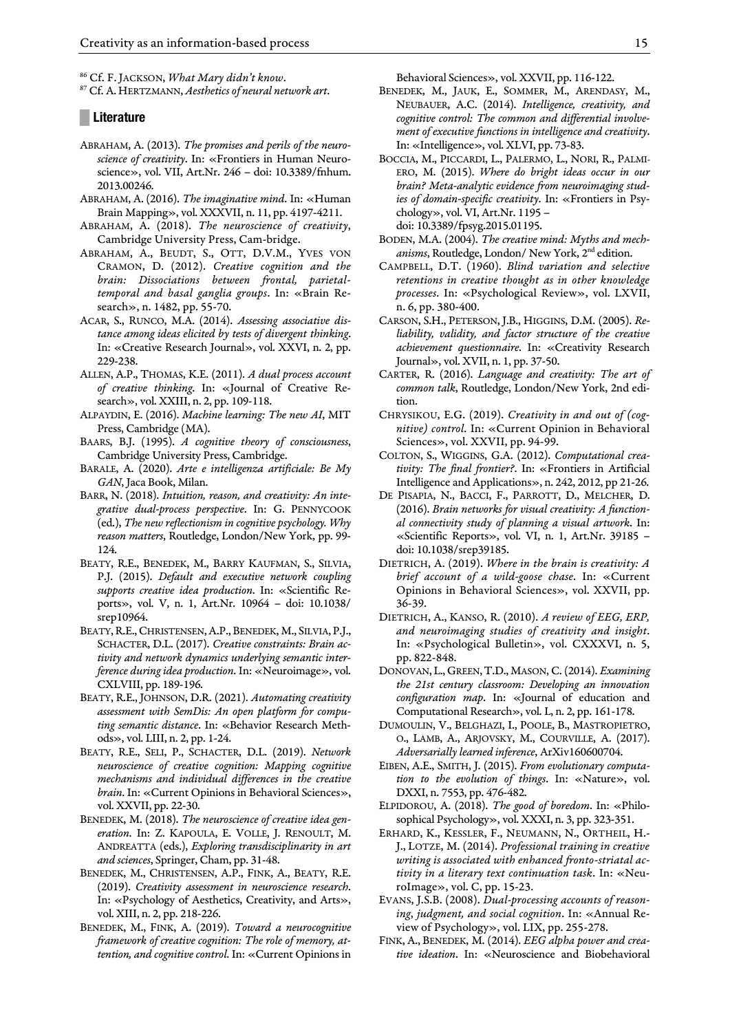[86] Cf. F. Jackson, *What Mary didn't know*.

[87] Cf. A. Hertzmann, *Aesthetics of neural network art*.

## Literature

Abraham, A. (2013). *The promises and perils of the neuroscience of creativity*. In: «Frontiers in Human Neuroscience», vol. VII, Art.Nr. 246 – doi: 10.3389/fnhum.2013.00246.

Abraham, A. (2016). *The imaginative mind*. In: «Human Brain Mapping», vol. XXXVII, n. 11, pp. 4197-4211.

Abraham, A. (2018). *The neuroscience of creativity*, Cambridge University Press, Cam-bridge.

Abraham, A., Beudt, S., Ott, D.V.M., Yves von Cramon, D. (2012). *Creative cognition and the brain: Dissociations between frontal, parietal-temporal and basal ganglia groups*. In: «Brain Research», n. 1482, pp. 55-70.

Acar, S., Runco, M.A. (2014). *Assessing associative distance among ideas elicited by tests of divergent thinking*. In: «Creative Research Journal», vol. XXVI, n. 2, pp. 229-238.

Allen, A.P., Thomas, K.E. (2011). *A dual process account of creative thinking*. In: «Journal of Creative Research», vol. XXIII, n. 2, pp. 109-118.

Alpaydin, E. (2016). *Machine learning: The new AI*, MIT Press, Cambridge (MA).

Baars, B.J. (1995). *A cognitive theory of consciousness*, Cambridge University Press, Cambridge.

Barale, A. (2020). *Arte e intelligenza artificiale: Be My GAN*, Jaca Book, Milan.

Barr, N. (2018). *Intuition, reason, and creativity: An integrative dual-process perspective*. In: G. Pennycook (ed.), *The new reflectionism in cognitive psychology. Why reason matters*, Routledge, London/New York, pp. 99-124.

Beaty, R.E., Benedek, M., Barry Kaufman, S., Silvia, P.J. (2015). *Default and executive network coupling supports creative idea production*. In: «Scientific Reports», vol. V, n. 1, Art.Nr. 10964 – doi: 10.1038/srep10964.

Beaty, R.E., Christensen, A.P., Benedek, M., Silvia, P.J., Schacter, D.L. (2017). *Creative constraints: Brain activity and network dynamics underlying semantic interference during idea production*. In: «Neuroimage», vol. CXLVIII, pp. 189-196.

Beaty, R.E., Johnson, D.R. (2021). *Automating creativity assessment with SemDis: An open platform for computing semantic distance*. In: «Behavior Research Methods», vol. LIII, n. 2, pp. 1-24.

Beaty, R.E., Seli, P., Schacter, D.L. (2019). *Network neuroscience of creative cognition: Mapping cognitive mechanisms and individual differences in the creative brain*. In: «Current Opinions in Behavioral Sciences», vol. XXVII, pp. 22-30.

Benedek, M. (2018). *The neuroscience of creative idea generation*. In: Z. Kapoula, E. Volle, J. Renoult, M. Andreatta (eds.), *Exploring transdisciplinarity in art and sciences*, Springer, Cham, pp. 31-48.

Benedek, M., Christensen, A.P., Fink, A., Beaty, R.E. (2019). *Creativity assessment in neuroscience research*. In: «Psychology of Aesthetics, Creativity, and Arts», vol. XIII, n. 2, pp. 218-226.

Benedek, M., Fink, A. (2019). *Toward a neurocognitive framework of creative cognition: The role of memory, attention, and cognitive control*. In: «Current Opinions in Behavioral Sciences», vol. XXVII, pp. 116-122.

Benedek, M., Jauk, E., Sommer, M., Arendasy, M., Neubauer, A.C. (2014). *Intelligence, creativity, and cognitive control: The common and differential involvement of executive functions in intelligence and creativity*. In: «Intelligence», vol. XLVI, pp. 73-83.

Boccia, M., Piccardi, L., Palermo, L., Nori, R., Palmiero, M. (2015). *Where do bright ideas occur in our brain? Meta-analytic evidence from neuroimaging studies of domain-specific creativity*. In: «Frontiers in Psychology», vol. VI, Art.Nr. 1195 – doi: 10.3389/fpsyg.2015.01195.

Boden, M.A. (2004). *The creative mind: Myths and mechanisms*, Routledge, London/ New York, 2nd edition.

Campbell, D.T. (1960). *Blind variation and selective retentions in creative thought as in other knowledge processes*. In: «Psychological Review», vol. LXVII, n. 6, pp. 380-400.

Carson, S.H., Peterson, J.B., Higgins, D.M. (2005). *Reliability, validity, and factor structure of the creative achievement questionnaire*. In: «Creativity Research Journal», vol. XVII, n. 1, pp. 37-50.

Carter, R. (2016). *Language and creativity: The art of common talk*, Routledge, London/New York, 2nd edition.

Chrysikou, E.G. (2019). *Creativity in and out of (cognitive) control*. In: «Current Opinion in Behavioral Sciences», vol. XXVII, pp. 94-99.

Colton, S., Wiggins, G.A. (2012). *Computational creativity: The final frontier?*. In: «Frontiers in Artificial Intelligence and Applications», n. 242, 2012, pp 21-26.

De Pisapia, N., Bacci, F., Parrott, D., Melcher, D. (2016). *Brain networks for visual creativity: A functional connectivity study of planning a visual artwork*. In: «Scientific Reports», vol. VI, n. 1, Art.Nr. 39185 – doi: 10.1038/srep39185.

Dietrich, A. (2019). *Where in the brain is creativity: A brief account of a wild-goose chase*. In: «Current Opinions in Behavioral Sciences», vol. XXVII, pp. 36-39.

Dietrich, A., Kanso, R. (2010). *A review of EEG, ERP, and neuroimaging studies of creativity and insight*. In: «Psychological Bulletin», vol. CXXXVI, n. 5, pp. 822-848.

Donovan, L., Green, T.D., Mason, C. (2014). *Examining the 21st century classroom: Developing an innovation configuration map*. In: «Journal of education and Computational Research», vol. L, n. 2, pp. 161-178.

Dumoulin, V., Belghazi, I., Poole, B., Mastropietro, O., Lamb, A., Arjovsky, M., Courville, A. (2017). *Adversarially learned inference*, ArXiv160600704.

Eiben, A.E., Smith, J. (2015). *From evolutionary computation to the evolution of things*. In: «Nature», vol. DXXI, n. 7553, pp. 476-482.

Elpidorou, A. (2018). *The good of boredom*. In: «Philosophical Psychology», vol. XXXI, n. 3, pp. 323-351.

Erhard, K., Kessler, F., Neumann, N., Ortheil, H.-J., Lotze, M. (2014). *Professional training in creative writing is associated with enhanced fronto-striatal activity in a literary text continuation task*. In: «NeuroImage», vol. C, pp. 15-23.

Evans, J.S.B. (2008). *Dual-processing accounts of reasoning, judgment, and social cognition*. In: «Annual Review of Psychology», vol. LIX, pp. 255-278.

Fink, A., Benedek, M. (2014). *EEG alpha power and creative ideation*. In: «Neuroscience and Biobehavioral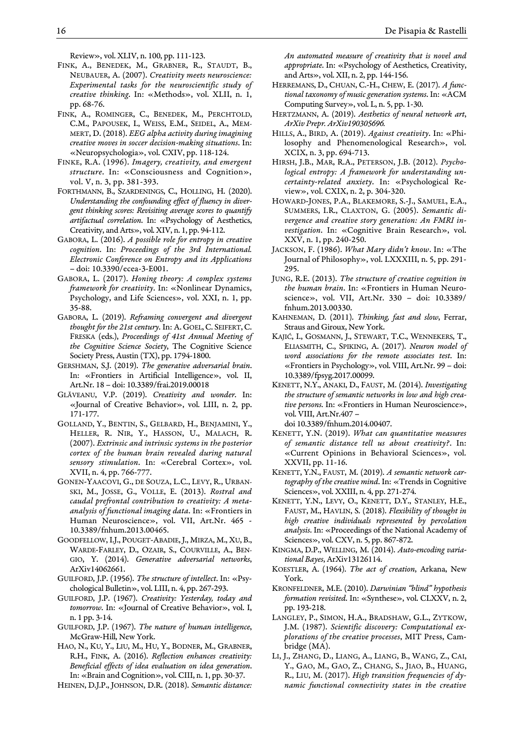Review», vol. XLIV, n. 100, pp. 111-123.

FINK, A., BENEDEK, M., GRABNER, R., STAUDT, B., NEUBAUER, A. (2007). *Creativity meets neuroscience: Experimental tasks for the neuroscientific study of creative thinking*. In: «Methods», vol. XLII, n. 1, pp. 68-76.

FINK, A., ROMINGER, C., BENEDEK, M., PERCHTOLD, C.M., PAPOUSEK, I., WEISS, E.M., SEIDEL, A., MEMMERT, D. (2018). *EEG alpha activity during imagining creative moves in soccer decision-making situations*. In: «Neuropsychologia», vol. CXIV, pp. 118-124.

FINKE, R.A. (1996). *Imagery, creativity, and emergent structure*. In: «Consciousness and Cognition», vol. V, n. 3, pp. 381-393.

FORTHMANN, B., SZARDENINGS, C., HOLLING, H. (2020). *Understanding the confounding effect of fluency in divergent thinking scores: Revisiting average scores to quantify artifactual correlation*. In: «Psychology of Aesthetics, Creativity, and Arts», vol. XIV, n. 1, pp. 94-112.

GABORA, L. (2016). *A possible role for entropy in creative cognition*. In: *Proceedings of the 3rd International. Electronic Conference on Entropy and its Applications* – doi: 10.3390/ecea-3-E001.

GABORA, L. (2017). *Honing theory: A complex systems framework for creativity*. In: «Nonlinear Dynamics, Psychology, and Life Sciences», vol. XXI, n. 1, pp. 35-88.

GABORA, L. (2019). *Reframing convergent and divergent thought for the 21st century*. In: A. GOEL, C. SEIFERT, C. FRESKA (eds.), *Proceedings of 41st Annual Meeting of the Cognitive Science Society*, The Cognitive Science Society Press, Austin (TX), pp. 1794-1800.

GERSHMAN, S.J. (2019). *The generative adversarial brain*. In: «Frontiers in Artificial Intelligence», vol. II, Art.Nr. 18 – doi: 10.3389/frai.2019.00018

GLĂVEANU, V.P. (2019). *Creativity and wonder*. In: «Journal of Creative Behavior», vol. LIII, n. 2, pp. 171-177.

GOLLAND, Y., BENTIN, S., GELBARD, H., BENJAMINI, Y., HELLER, R. NIR, Y., HASSON, U., MALACH, R. (2007). *Extrinsic and intrinsic systems in the posterior cortex of the human brain revealed during natural sensory stimulation*. In: «Cerebral Cortex», vol. XVII, n. 4, pp. 766-777.

GONEN-YAACOVI, G., DE SOUZA, L.C., LEVY, R., URBANSKI, M., JOSSE, G., VOLLE, E. (2013). *Rostral and caudal prefrontal contribution to creativity: A meta-analysis of functional imaging data*. In: «Frontiers in Human Neuroscience», vol. VII, Art.Nr. 465 - 10.3389/fnhum.2013.00465.

GOODFELLOW, I.J., POUGET-ABADIE, J., MIRZA, M., XU, B., WARDE-FARLEY, D., OZAIR, S., COURVILLE, A., BENGIO, Y. (2014). *Generative adversarial networks*, ArXiv14062661.

GUILFORD, J.P. (1956). *The structure of intellect*. In: «Psychological Bulletin», vol. LIII, n. 4, pp. 267-293.

GUILFORD, J.P. (1967). *Creativity: Yesterday, today and tomorrow*. In: «Journal of Creative Behavior», vol. I, n. 1 pp. 3-14.

GUILFORD, J.P. (1967). *The nature of human intelligence*, McGraw-Hill, New York.

HAO, N., KU, Y., LIU, M., HU, Y., BODNER, M., GRABNER, R.H., FINK, A. (2016). *Reflection enhances creativity: Beneficial effects of idea evaluation on idea generation*. In: «Brain and Cognition», vol. CIII, n. 1, pp. 30-37.

HEINEN, D.J.P., JOHNSON, D.R. (2018). *Semantic distance: An automated measure of creativity that is novel and appropriate*. In: «Psychology of Aesthetics, Creativity, and Arts», vol. XII, n. 2, pp. 144-156.

HERREMANS, D., CHUAN, C.-H., CHEW, E. (2017). *A functional taxonomy of music generation systems*. In: «ACM Computing Survey», vol. L, n. 5, pp. 1-30.

HERTZMANN, A. (2019). *Aesthetics of neural network art*, *ArXiv Prepr. ArXiv190305696.*

HILLS, A., BIRD, A. (2019). *Against creativity*. In: «Philosophy and Phenomenological Research», vol. XCIX, n. 3, pp. 694-713.

HIRSH, J.B., MAR, R.A., PETERSON, J.B. (2012). *Psychological entropy: A framework for understanding uncertainty-related anxiety*. In: «Psychological Review», vol. CXIX, n. 2, p. 304-320.

HOWARD-JONES, P.A., BLAKEMORE, S.-J., SAMUEL, E.A., SUMMERS, I.R., CLAXTON, G. (2005). *Semantic divergence and creative story generation: An FMRI investigation*. In: «Cognitive Brain Research», vol. XXV, n. 1, pp. 240-250.

JACKSON, F. (1986). *What Mary didn't know*. In: «The Journal of Philosophy», vol. LXXXIII, n. 5, pp. 291-295.

JUNG, R.E. (2013). *The structure of creative cognition in the human brain*. In: «Frontiers in Human Neuroscience», vol. VII, Art.Nr. 330 – doi: 10.3389/fnhum.2013.00330.

KAHNEMAN, D. (2011). *Thinking, fast and slow*, Ferrar, Straus and Giroux, New York.

KAJIĆ, I., GOSMANN, J., STEWART, T.C., WENNEKERS, T., ELIASMITH, C., SPIKING, A. (2017). *Neuron model of word associations for the remote associates test*. In: «Frontiers in Psychology», vol. VIII, Art.Nr. 99 – doi: 10.3389/fpsyg.2017.00099.

KENETT, N.Y., ANAKI, D., FAUST, M. (2014). *Investigating the structure of semantic networks in low and high creative persons*. In: «Frontiers in Human Neuroscience», vol. VIII, Art.Nr.407 – doi 10.3389/fnhum.2014.00407.

KENETT, Y.N. (2019). *What can quantitative measures of semantic distance tell us about creativity?*. In: «Current Opinions in Behavioral Sciences», vol. XXVII, pp. 11-16.

KENETT, Y.N., FAUST, M. (2019). *A semantic network cartography of the creative mind*. In: «Trends in Cognitive Sciences», vol. XXIII, n. 4, pp. 271-274.

KENETT, Y.N., LEVY, O., KENETT, D.Y., STANLEY, H.E., FAUST, M., HAVLIN, S. (2018). *Flexibility of thought in high creative individuals represented by percolation analysis*. In: «Proceedings of the National Academy of Sciences», vol. CXV, n. 5, pp. 867-872.

KINGMA, D.P., WELLING, M. (2014). *Auto-encoding variational Bayes*, ArXiv13126114.

KOESTLER, A. (1964). *The act of creation*, Arkana, New York.

KRONFELDNER, M.E. (2010). *Darwinian "blind" hypothesis formation revisited*. In: «Synthese», vol. CLXXV, n. 2, pp. 193-218.

LANGLEY, P., SIMON, H.A., BRADSHAW, G.L., ZYTKOW, J.M. (1987). *Scientific discovery: Computational explorations of the creative processes*, MIT Press, Cambridge (MA).

LI, J., ZHANG, D., LIANG, A., LIANG, B., WANG, Z., CAI, Y., GAO, M., GAO, Z., CHANG, S., JIAO, B., HUANG, R., LIU, M. (2017). *High transition frequencies of dynamic functional connectivity states in the creative*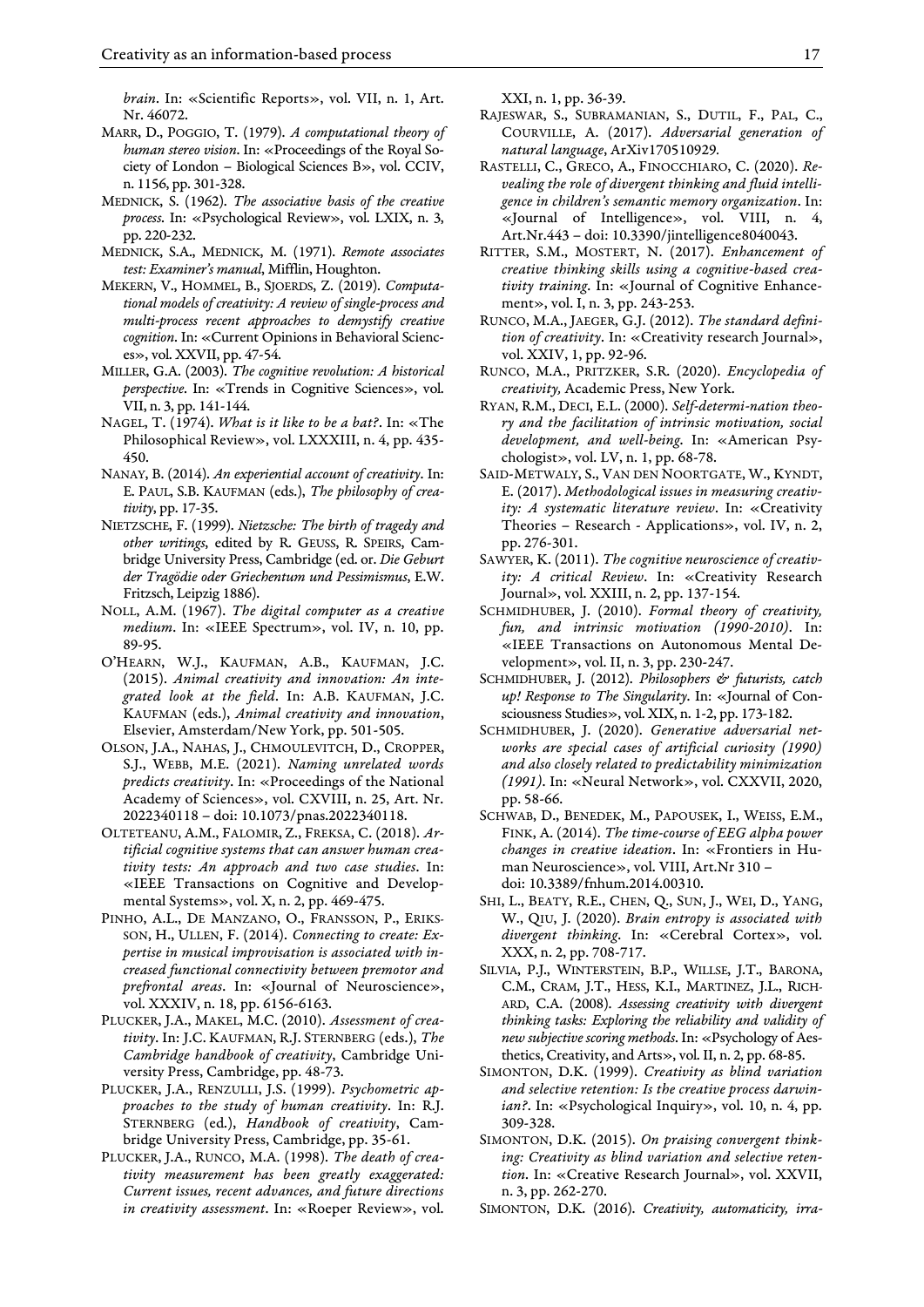*brain*. In: «Scientific Reports», vol. VII, n. 1, Art. Nr. 46072.

MARR, D., POGGIO, T. (1979). *A computational theory of human stereo vision*. In: «Proceedings of the Royal Society of London – Biological Sciences B», vol. CCIV, n. 1156, pp. 301-328.

MEDNICK, S. (1962). *The associative basis of the creative process*. In: «Psychological Review», vol. LXIX, n. 3, pp. 220-232.

MEDNICK, S.A., MEDNICK, M. (1971). *Remote associates test: Examiner's manual*, Mifflin, Houghton.

MEKERN, V., HOMMEL, B., SJOERDS, Z. (2019). *Computational models of creativity: A review of single-process and multi-process recent approaches to demystify creative cognition*. In: «Current Opinions in Behavioral Sciences», vol. XXVII, pp. 47-54.

MILLER, G.A. (2003). *The cognitive revolution: A historical perspective*. In: «Trends in Cognitive Sciences», vol. VII, n. 3, pp. 141-144.

NAGEL, T. (1974). *What is it like to be a bat?*. In: «The Philosophical Review», vol. LXXXIII, n. 4, pp. 435-450.

NANAY, B. (2014). *An experiential account of creativity*. In: E. PAUL, S.B. KAUFMAN (eds.), *The philosophy of creativity*, pp. 17-35.

NIETZSCHE, F. (1999). *Nietzsche: The birth of tragedy and other writings*, edited by R. GEUSS, R. SPEIRS, Cambridge University Press, Cambridge (ed. or. *Die Geburt der Tragödie oder Griechentum und Pessimismus*, E.W. Fritzsch, Leipzig 1886).

NOLL, A.M. (1967). *The digital computer as a creative medium*. In: «IEEE Spectrum», vol. IV, n. 10, pp. 89-95.

O'HEARN, W.J., KAUFMAN, A.B., KAUFMAN, J.C. (2015). *Animal creativity and innovation: An integrated look at the field*. In: A.B. KAUFMAN, J.C. KAUFMAN (eds.), *Animal creativity and innovation*, Elsevier, Amsterdam/New York, pp. 501-505.

OLSON, J.A., NAHAS, J., CHMOULEVITCH, D., CROPPER, S.J., WEBB, M.E. (2021). *Naming unrelated words predicts creativity*. In: «Proceedings of the National Academy of Sciences», vol. CXVIII, n. 25, Art. Nr. 2022340118 – doi: 10.1073/pnas.2022340118.

OLTETEANU, A.M., FALOMIR, Z., FREKSA, C. (2018). *Artificial cognitive systems that can answer human creativity tests: An approach and two case studies*. In: «IEEE Transactions on Cognitive and Developmental Systems», vol. X, n. 2, pp. 469-475.

PINHO, A.L., DE MANZANO, O., FRANSSON, P., ERIKSSON, H., ULLEN, F. (2014). *Connecting to create: Expertise in musical improvisation is associated with increased functional connectivity between premotor and prefrontal areas*. In: «Journal of Neuroscience», vol. XXXIV, n. 18, pp. 6156-6163.

PLUCKER, J.A., MAKEL, M.C. (2010). *Assessment of creativity*. In: J.C. KAUFMAN, R.J. STERNBERG (eds.), *The Cambridge handbook of creativity*, Cambridge University Press, Cambridge, pp. 48-73.

PLUCKER, J.A., RENZULLI, J.S. (1999). *Psychometric approaches to the study of human creativity*. In: R.J. STERNBERG (ed.), *Handbook of creativity*, Cambridge University Press, Cambridge, pp. 35-61.

PLUCKER, J.A., RUNCO, M.A. (1998). *The death of creativity measurement has been greatly exaggerated: Current issues, recent advances, and future directions in creativity assessment*. In: «Roeper Review», vol. XXI, n. 1, pp. 36-39.

RAJESWAR, S., SUBRAMANIAN, S., DUTIL, F., PAL, C., COURVILLE, A. (2017). *Adversarial generation of natural language*, ArXiv170510929.

RASTELLI, C., GRECO, A., FINOCCHIARO, C. (2020). *Revealing the role of divergent thinking and fluid intelligence in children's semantic memory organization*. In: «Journal of Intelligence», vol. VIII, n. 4, Art.Nr.443 – doi: 10.3390/jintelligence8040043.

RITTER, S.M., MOSTERT, N. (2017). *Enhancement of creative thinking skills using a cognitive-based creativity training*. In: «Journal of Cognitive Enhancement», vol. I, n. 3, pp. 243-253.

RUNCO, M.A., JAEGER, G.J. (2012). *The standard definition of creativity*. In: «Creativity research Journal», vol. XXIV, 1, pp. 92-96.

RUNCO, M.A., PRITZKER, S.R. (2020). *Encyclopedia of creativity,* Academic Press, New York.

RYAN, R.M., DECI, E.L. (2000). *Self-determi-nation theory and the facilitation of intrinsic motivation, social development, and well-being*. In: «American Psychologist», vol. LV, n. 1, pp. 68-78.

SAID-METWALY, S., VAN DEN NOORTGATE, W., KYNDT, E. (2017). *Methodological issues in measuring creativity: A systematic literature review*. In: «Creativity Theories – Research - Applications», vol. IV, n. 2, pp. 276-301.

SAWYER, K. (2011). *The cognitive neuroscience of creativity: A critical Review*. In: «Creativity Research Journal», vol. XXIII, n. 2, pp. 137-154.

SCHMIDHUBER, J. (2010). *Formal theory of creativity, fun, and intrinsic motivation (1990-2010)*. In: «IEEE Transactions on Autonomous Mental Development», vol. II, n. 3, pp. 230-247.

SCHMIDHUBER, J. (2012). *Philosophers & futurists, catch up! Response to The Singularity*. In: «Journal of Consciousness Studies», vol. XIX, n. 1-2, pp. 173-182.

SCHMIDHUBER, J. (2020). *Generative adversarial networks are special cases of artificial curiosity (1990) and also closely related to predictability minimization (1991)*. In: «Neural Network», vol. CXXVII, 2020, pp. 58-66.

SCHWAB, D., BENEDEK, M., PAPOUSEK, I., WEISS, E.M., FINK, A. (2014). *The time-course of EEG alpha power changes in creative ideation*. In: «Frontiers in Human Neuroscience», vol. VIII, Art.Nr 310 – doi: 10.3389/fnhum.2014.00310.

SHI, L., BEATY, R.E., CHEN, Q., SUN, J., WEI, D., YANG, W., QIU, J. (2020). *Brain entropy is associated with divergent thinking*. In: «Cerebral Cortex», vol. XXX, n. 2, pp. 708-717.

SILVIA, P.J., WINTERSTEIN, B.P., WILLSE, J.T., BARONA, C.M., CRAM, J.T., HESS, K.I., MARTINEZ, J.L., RICHARD, C.A. (2008). *Assessing creativity with divergent thinking tasks: Exploring the reliability and validity of new subjective scoring methods*. In: «Psychology of Aesthetics, Creativity, and Arts», vol. II, n. 2, pp. 68-85.

SIMONTON, D.K. (1999). *Creativity as blind variation and selective retention: Is the creative process darwinian?*. In: «Psychological Inquiry», vol. 10, n. 4, pp. 309-328.

SIMONTON, D.K. (2015). *On praising convergent thinking: Creativity as blind variation and selective retention*. In: «Creative Research Journal», vol. XXVII, n. 3, pp. 262-270.

SIMONTON, D.K. (2016). *Creativity, automaticity, irra-*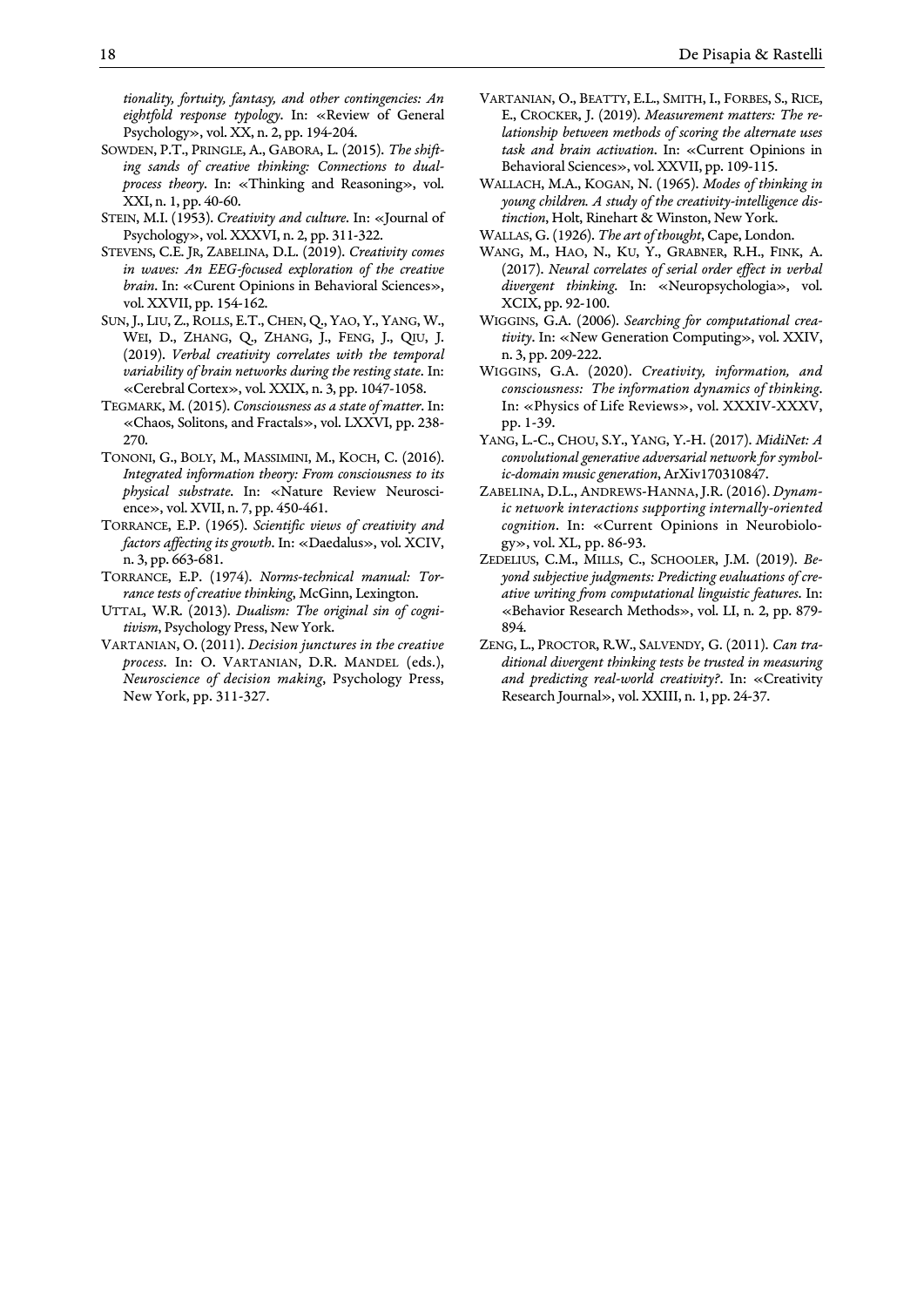*tionality, fortuity, fantasy, and other contingencies: An eightfold response typology*. In: «Review of General Psychology», vol. XX, n. 2, pp. 194-204.

SOWDEN, P.T., PRINGLE, A., GABORA, L. (2015). *The shifting sands of creative thinking: Connections to dual-process theory*. In: «Thinking and Reasoning», vol. XXI, n. 1, pp. 40-60.

STEIN, M.I. (1953). *Creativity and culture*. In: «Journal of Psychology», vol. XXXVI, n. 2, pp. 311-322.

STEVENS, C.E. JR, ZABELINA, D.L. (2019). *Creativity comes in waves: An EEG-focused exploration of the creative brain*. In: «Curent Opinions in Behavioral Sciences», vol. XXVII, pp. 154-162.

SUN, J., LIU, Z., ROLLS, E.T., CHEN, Q., YAO, Y., YANG, W., WEI, D., ZHANG, Q., ZHANG, J., FENG, J., QIU, J. (2019). *Verbal creativity correlates with the temporal variability of brain networks during the resting state*. In: «Cerebral Cortex», vol. XXIX, n. 3, pp. 1047-1058.

TEGMARK, M. (2015). *Consciousness as a state of matter*. In: «Chaos, Solitons, and Fractals», vol. LXXVI, pp. 238-270.

TONONI, G., BOLY, M., MASSIMINI, M., KOCH, C. (2016). *Integrated information theory: From consciousness to its physical substrate*. In: «Nature Review Neuroscience», vol. XVII, n. 7, pp. 450-461.

TORRANCE, E.P. (1965). *Scientific views of creativity and factors affecting its growth*. In: «Daedalus», vol. XCIV, n. 3, pp. 663-681.

TORRANCE, E.P. (1974). *Norms-technical manual: Torrance tests of creative thinking*, McGinn, Lexington.

UTTAL, W.R. (2013). *Dualism: The original sin of cognitivism*, Psychology Press, New York.

VARTANIAN, O. (2011). *Decision junctures in the creative process*. In: O. VARTANIAN, D.R. MANDEL (eds.), *Neuroscience of decision making*, Psychology Press, New York, pp. 311-327.

VARTANIAN, O., BEATTY, E.L., SMITH, I., FORBES, S., RICE, E., CROCKER, J. (2019). *Measurement matters: The relationship between methods of scoring the alternate uses task and brain activation*. In: «Current Opinions in Behavioral Sciences», vol. XXVII, pp. 109-115.

WALLACH, M.A., KOGAN, N. (1965). *Modes of thinking in young children. A study of the creativity-intelligence distinction*, Holt, Rinehart & Winston, New York.

WALLAS, G. (1926). *The art of thought*, Cape, London.

WANG, M., HAO, N., KU, Y., GRABNER, R.H., FINK, A. (2017). *Neural correlates of serial order effect in verbal divergent thinking*. In: «Neuropsychologia», vol. XCIX, pp. 92-100.

WIGGINS, G.A. (2006). *Searching for computational creativity*. In: «New Generation Computing», vol. XXIV, n. 3, pp. 209-222.

WIGGINS, G.A. (2020). *Creativity, information, and consciousness: The information dynamics of thinking*. In: «Physics of Life Reviews», vol. XXXIV-XXXV, pp. 1-39.

YANG, L.-C., CHOU, S.Y., YANG, Y.-H. (2017). *MidiNet: A convolutional generative adversarial network for symbolic-domain music generation*, ArXiv170310847.

ZABELINA, D.L., ANDREWS-HANNA, J.R. (2016). *Dynamic network interactions supporting internally-oriented cognition*. In: «Current Opinions in Neurobiology», vol. XL, pp. 86-93.

ZEDELIUS, C.M., MILLS, C., SCHOOLER, J.M. (2019). *Beyond subjective judgments: Predicting evaluations of creative writing from computational linguistic features*. In: «Behavior Research Methods», vol. LI, n. 2, pp. 879-894.

ZENG, L., PROCTOR, R.W., SALVENDY, G. (2011). *Can traditional divergent thinking tests be trusted in measuring and predicting real-world creativity?*. In: «Creativity Research Journal», vol. XXIII, n. 1, pp. 24-37.